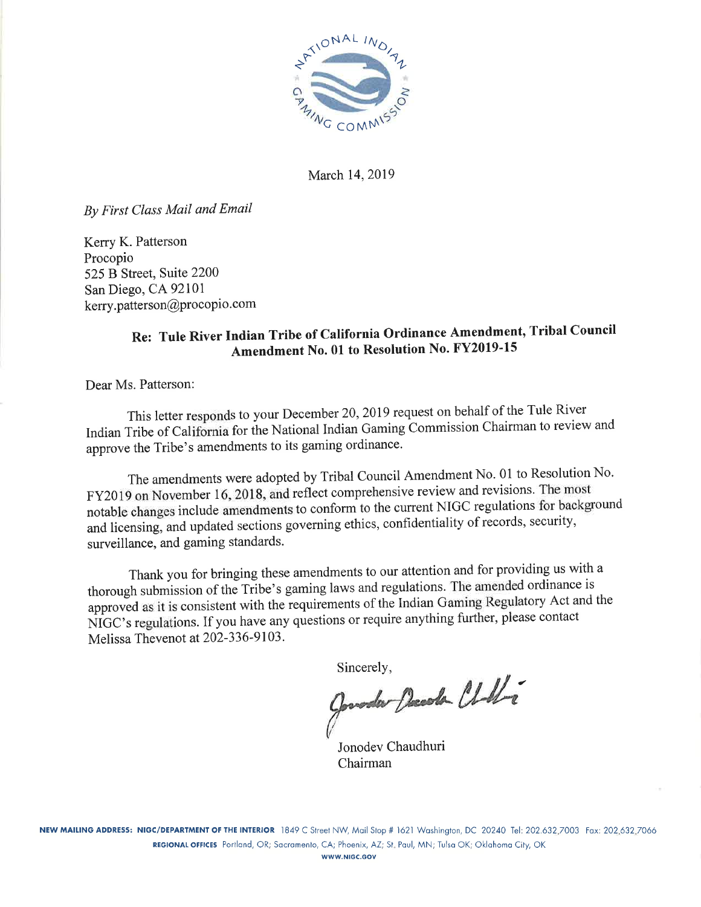NATIONAL INDIAN GAMING COMMISSION

March 14, 2019

*By First Class Mail and Email*

Kerry K. Patterson
Procopio
525 B Street, Suite 2200
San Diego, CA 92101
kerry.patterson@procopio.com

**Re: Tule River Indian Tribe of California Ordinance Amendment, Tribal Council Amendment No. 01 to Resolution No. FY2019-15**

Dear Ms. Patterson:

This letter responds to your December 20, 2019 request on behalf of the Tule River Indian Tribe of California for the National Indian Gaming Commission Chairman to review and approve the Tribe's amendments to its gaming ordinance.

The amendments were adopted by Tribal Council Amendment No. 01 to Resolution No. FY2019 on November 16, 2018, and reflect comprehensive review and revisions. The most notable changes include amendments to conform to the current NIGC regulations for background and licensing, and updated sections governing ethics, confidentiality of records, security, surveillance, and gaming standards.

Thank you for bringing these amendments to our attention and for providing us with a thorough submission of the Tribe's gaming laws and regulations. The amended ordinance is approved as it is consistent with the requirements of the Indian Gaming Regulatory Act and the NIGC's regulations. If you have any questions or require anything further, please contact Melissa Thevenot at 202-336-9103.

Sincerely,

Jonodev Chaudhuri
Chairman

**NEW MAILING ADDRESS: NIGC/DEPARTMENT OF THE INTERIOR** 1849 C Street NW, Mail Stop # 1621 Washington, DC 20240 Tel: 202.632.7003 Fax: 202.632.7066
**REGIONAL OFFICES** Portland, OR; Sacramento, CA; Phoenix, AZ; St. Paul, MN; Tulsa OK; Oklahoma City, OK
**WWW.NIGC.GOV**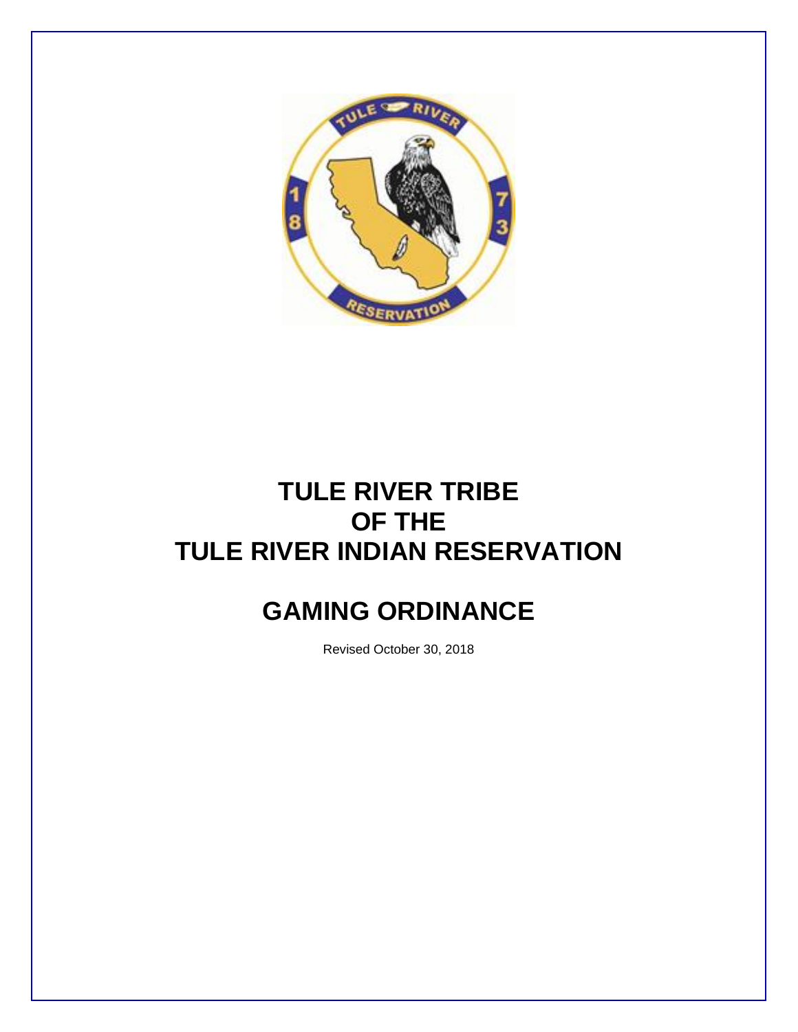# TULE RIVER TRIBE OF THE TULE RIVER INDIAN RESERVATION

# GAMING ORDINANCE

Revised October 30, 2018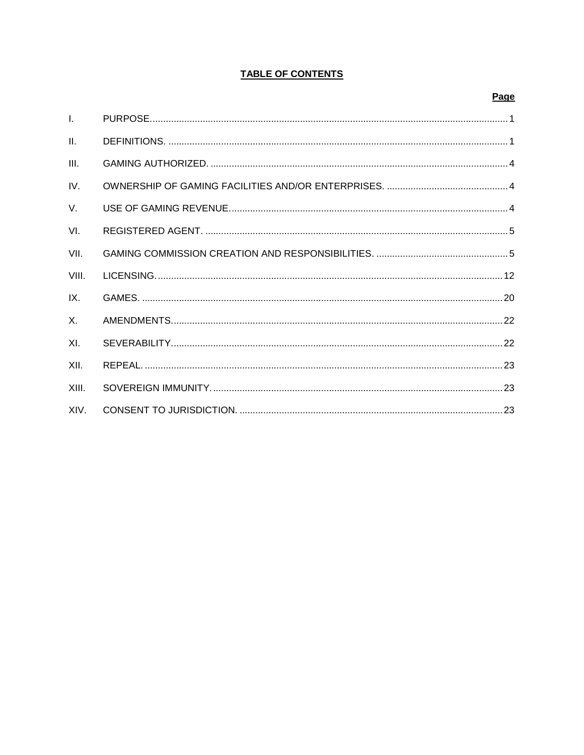# TABLE OF CONTENTS

| | | Page |
|---|---|---|
| I. | PURPOSE. | 1 |
| II. | DEFINITIONS. | 1 |
| III. | GAMING AUTHORIZED. | 4 |
| IV. | OWNERSHIP OF GAMING FACILITIES AND/OR ENTERPRISES. | 4 |
| V. | USE OF GAMING REVENUE. | 4 |
| VI. | REGISTERED AGENT. | 5 |
| VII. | GAMING COMMISSION CREATION AND RESPONSIBILITIES. | 5 |
| VIII. | LICENSING. | 12 |
| IX. | GAMES. | 20 |
| X. | AMENDMENTS. | 22 |
| XI. | SEVERABILITY. | 22 |
| XII. | REPEAL. | 23 |
| XIII. | SOVEREIGN IMMUNITY. | 23 |
| XIV. | CONSENT TO JURISDICTION. | 23 |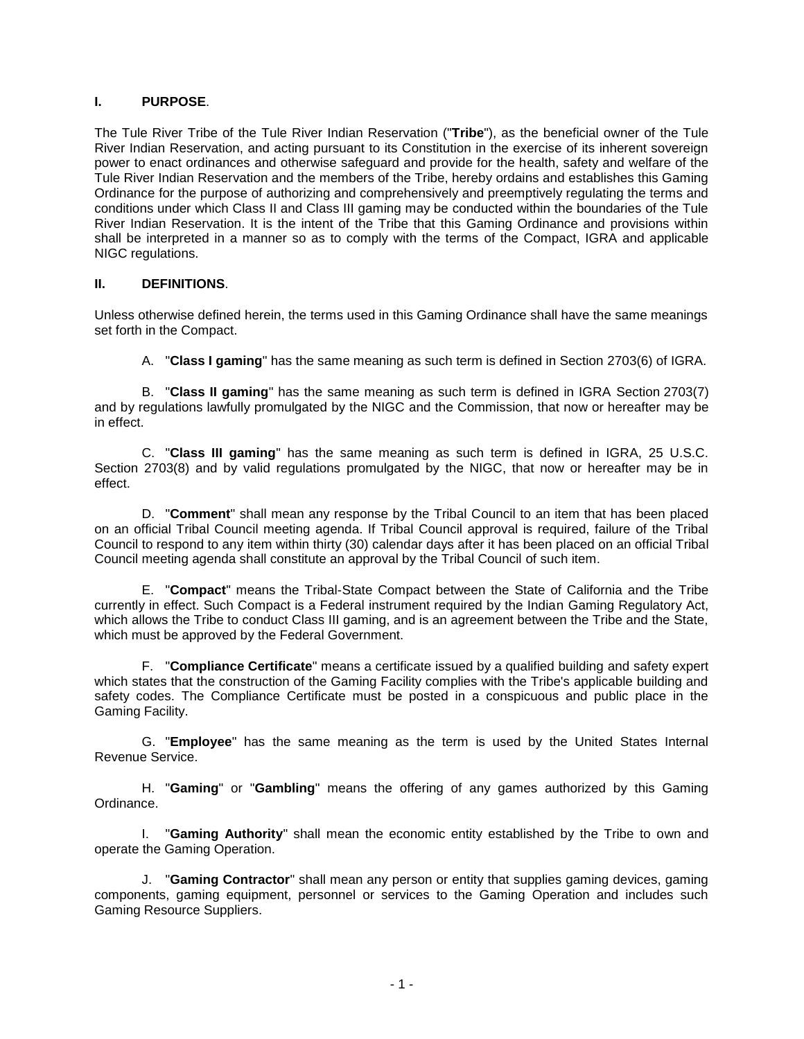## I. PURPOSE.

The Tule River Tribe of the Tule River Indian Reservation ("**Tribe**"), as the beneficial owner of the Tule River Indian Reservation, and acting pursuant to its Constitution in the exercise of its inherent sovereign power to enact ordinances and otherwise safeguard and provide for the health, safety and welfare of the Tule River Indian Reservation and the members of the Tribe, hereby ordains and establishes this Gaming Ordinance for the purpose of authorizing and comprehensively and preemptively regulating the terms and conditions under which Class II and Class III gaming may be conducted within the boundaries of the Tule River Indian Reservation. It is the intent of the Tribe that this Gaming Ordinance and provisions within shall be interpreted in a manner so as to comply with the terms of the Compact, IGRA and applicable NIGC regulations.

## II. DEFINITIONS.

Unless otherwise defined herein, the terms used in this Gaming Ordinance shall have the same meanings set forth in the Compact.

A. "**Class I gaming**" has the same meaning as such term is defined in Section 2703(6) of IGRA.

B. "**Class II gaming**" has the same meaning as such term is defined in IGRA Section 2703(7) and by regulations lawfully promulgated by the NIGC and the Commission, that now or hereafter may be in effect.

C. "**Class III gaming**" has the same meaning as such term is defined in IGRA, 25 U.S.C. Section 2703(8) and by valid regulations promulgated by the NIGC, that now or hereafter may be in effect.

D. "**Comment**" shall mean any response by the Tribal Council to an item that has been placed on an official Tribal Council meeting agenda. If Tribal Council approval is required, failure of the Tribal Council to respond to any item within thirty (30) calendar days after it has been placed on an official Tribal Council meeting agenda shall constitute an approval by the Tribal Council of such item.

E. "**Compact**" means the Tribal-State Compact between the State of California and the Tribe currently in effect. Such Compact is a Federal instrument required by the Indian Gaming Regulatory Act, which allows the Tribe to conduct Class III gaming, and is an agreement between the Tribe and the State, which must be approved by the Federal Government.

F. "**Compliance Certificate**" means a certificate issued by a qualified building and safety expert which states that the construction of the Gaming Facility complies with the Tribe's applicable building and safety codes. The Compliance Certificate must be posted in a conspicuous and public place in the Gaming Facility.

G. "**Employee**" has the same meaning as the term is used by the United States Internal Revenue Service.

H. "**Gaming**" or "**Gambling**" means the offering of any games authorized by this Gaming Ordinance.

I. "**Gaming Authority**" shall mean the economic entity established by the Tribe to own and operate the Gaming Operation.

J. "**Gaming Contractor**" shall mean any person or entity that supplies gaming devices, gaming components, gaming equipment, personnel or services to the Gaming Operation and includes such Gaming Resource Suppliers.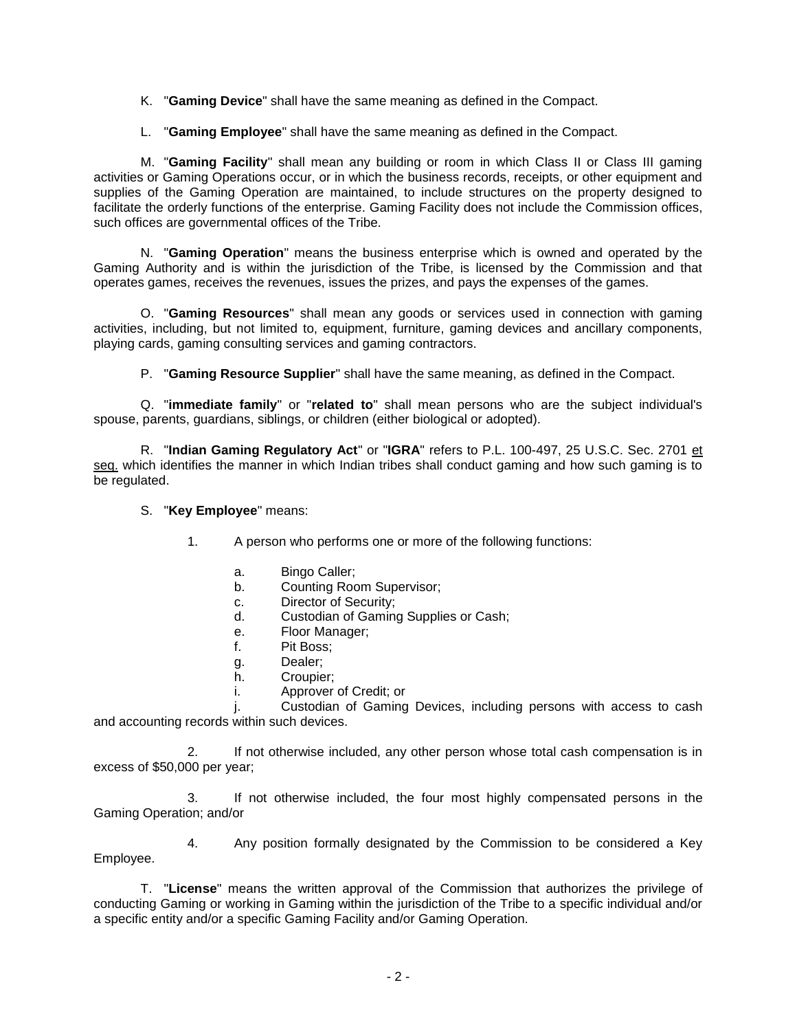K. "**Gaming Device**" shall have the same meaning as defined in the Compact.

L. "**Gaming Employee**" shall have the same meaning as defined in the Compact.

M. "**Gaming Facility**" shall mean any building or room in which Class II or Class III gaming activities or Gaming Operations occur, or in which the business records, receipts, or other equipment and supplies of the Gaming Operation are maintained, to include structures on the property designed to facilitate the orderly functions of the enterprise. Gaming Facility does not include the Commission offices, such offices are governmental offices of the Tribe.

N. "**Gaming Operation**" means the business enterprise which is owned and operated by the Gaming Authority and is within the jurisdiction of the Tribe, is licensed by the Commission and that operates games, receives the revenues, issues the prizes, and pays the expenses of the games.

O. "**Gaming Resources**" shall mean any goods or services used in connection with gaming activities, including, but not limited to, equipment, furniture, gaming devices and ancillary components, playing cards, gaming consulting services and gaming contractors.

P. "**Gaming Resource Supplier**" shall have the same meaning, as defined in the Compact.

Q. "**immediate family**" or "**related to**" shall mean persons who are the subject individual's spouse, parents, guardians, siblings, or children (either biological or adopted).

R. "**Indian Gaming Regulatory Act**" or "**IGRA**" refers to P.L. 100-497, 25 U.S.C. Sec. 2701 et seq. which identifies the manner in which Indian tribes shall conduct gaming and how such gaming is to be regulated.

S. "**Key Employee**" means:

1. A person who performs one or more of the following functions:

   a. Bingo Caller;
   b. Counting Room Supervisor;
   c. Director of Security;
   d. Custodian of Gaming Supplies or Cash;
   e. Floor Manager;
   f. Pit Boss;
   g. Dealer;
   h. Croupier;
   i. Approver of Credit; or
   j. Custodian of Gaming Devices, including persons with access to cash and accounting records within such devices.

2. If not otherwise included, any other person whose total cash compensation is in excess of $50,000 per year;

3. If not otherwise included, the four most highly compensated persons in the Gaming Operation; and/or

4. Any position formally designated by the Commission to be considered a Key Employee.

T. "**License**" means the written approval of the Commission that authorizes the privilege of conducting Gaming or working in Gaming within the jurisdiction of the Tribe to a specific individual and/or a specific entity and/or a specific Gaming Facility and/or Gaming Operation.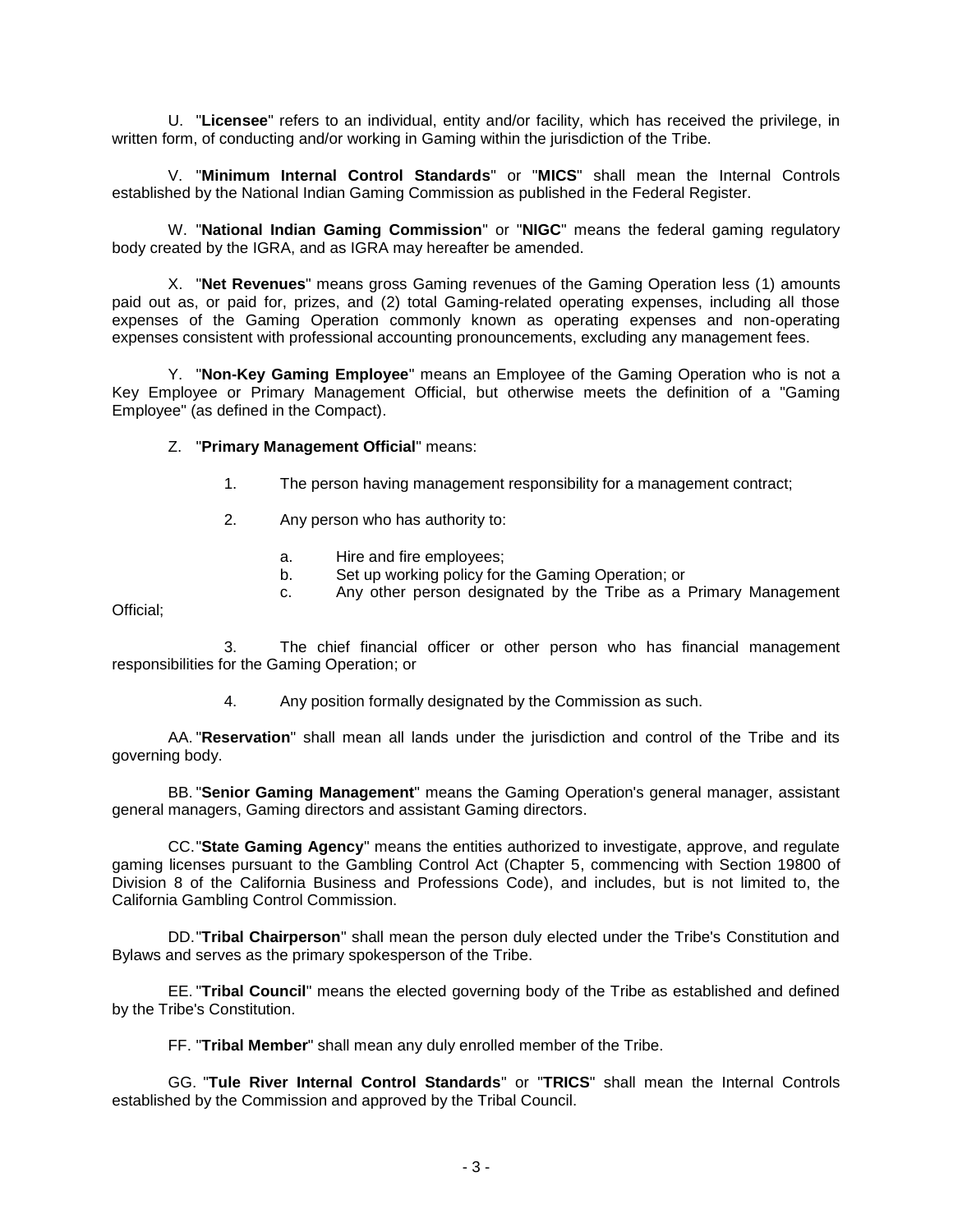U. "**Licensee**" refers to an individual, entity and/or facility, which has received the privilege, in written form, of conducting and/or working in Gaming within the jurisdiction of the Tribe.

V. "**Minimum Internal Control Standards**" or "**MICS**" shall mean the Internal Controls established by the National Indian Gaming Commission as published in the Federal Register.

W. "**National Indian Gaming Commission**" or "**NIGC**" means the federal gaming regulatory body created by the IGRA, and as IGRA may hereafter be amended.

X. "**Net Revenues**" means gross Gaming revenues of the Gaming Operation less (1) amounts paid out as, or paid for, prizes, and (2) total Gaming-related operating expenses, including all those expenses of the Gaming Operation commonly known as operating expenses and non-operating expenses consistent with professional accounting pronouncements, excluding any management fees.

Y. "**Non-Key Gaming Employee**" means an Employee of the Gaming Operation who is not a Key Employee or Primary Management Official, but otherwise meets the definition of a "Gaming Employee" (as defined in the Compact).

Z. "**Primary Management Official**" means:

1. The person having management responsibility for a management contract;
2. Any person who has authority to:
   a. Hire and fire employees;
   b. Set up working policy for the Gaming Operation; or
   c. Any other person designated by the Tribe as a Primary Management Official;
3. The chief financial officer or other person who has financial management responsibilities for the Gaming Operation; or
4. Any position formally designated by the Commission as such.

AA. "**Reservation**" shall mean all lands under the jurisdiction and control of the Tribe and its governing body.

BB. "**Senior Gaming Management**" means the Gaming Operation's general manager, assistant general managers, Gaming directors and assistant Gaming directors.

CC. "**State Gaming Agency**" means the entities authorized to investigate, approve, and regulate gaming licenses pursuant to the Gambling Control Act (Chapter 5, commencing with Section 19800 of Division 8 of the California Business and Professions Code), and includes, but is not limited to, the California Gambling Control Commission.

DD. "**Tribal Chairperson**" shall mean the person duly elected under the Tribe's Constitution and Bylaws and serves as the primary spokesperson of the Tribe.

EE. "**Tribal Council**" means the elected governing body of the Tribe as established and defined by the Tribe's Constitution.

FF. "**Tribal Member**" shall mean any duly enrolled member of the Tribe.

GG. "**Tule River Internal Control Standards**" or "**TRICS**" shall mean the Internal Controls established by the Commission and approved by the Tribal Council.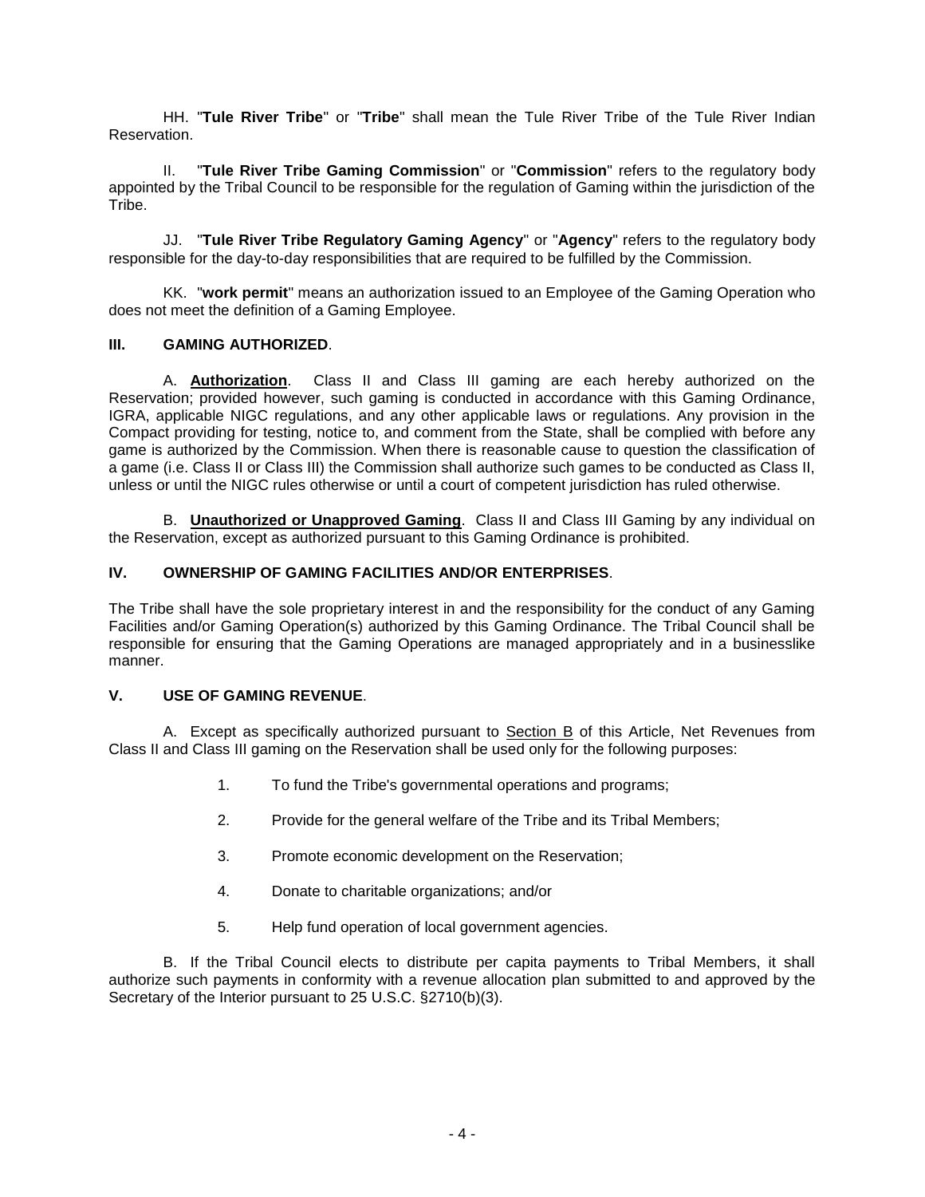HH. "**Tule River Tribe**" or "**Tribe**" shall mean the Tule River Tribe of the Tule River Indian Reservation.

II. "**Tule River Tribe Gaming Commission**" or "**Commission**" refers to the regulatory body appointed by the Tribal Council to be responsible for the regulation of Gaming within the jurisdiction of the Tribe.

JJ. "**Tule River Tribe Regulatory Gaming Agency**" or "**Agency**" refers to the regulatory body responsible for the day-to-day responsibilities that are required to be fulfilled by the Commission.

KK. "**work permit**" means an authorization issued to an Employee of the Gaming Operation who does not meet the definition of a Gaming Employee.

## III. GAMING AUTHORIZED.

A. **Authorization**. Class II and Class III gaming are each hereby authorized on the Reservation; provided however, such gaming is conducted in accordance with this Gaming Ordinance, IGRA, applicable NIGC regulations, and any other applicable laws or regulations. Any provision in the Compact providing for testing, notice to, and comment from the State, shall be complied with before any game is authorized by the Commission. When there is reasonable cause to question the classification of a game (i.e. Class II or Class III) the Commission shall authorize such games to be conducted as Class II, unless or until the NIGC rules otherwise or until a court of competent jurisdiction has ruled otherwise.

B. **Unauthorized or Unapproved Gaming**. Class II and Class III Gaming by any individual on the Reservation, except as authorized pursuant to this Gaming Ordinance is prohibited.

## IV. OWNERSHIP OF GAMING FACILITIES AND/OR ENTERPRISES.

The Tribe shall have the sole proprietary interest in and the responsibility for the conduct of any Gaming Facilities and/or Gaming Operation(s) authorized by this Gaming Ordinance. The Tribal Council shall be responsible for ensuring that the Gaming Operations are managed appropriately and in a businesslike manner.

## V. USE OF GAMING REVENUE.

A. Except as specifically authorized pursuant to Section B of this Article, Net Revenues from Class II and Class III gaming on the Reservation shall be used only for the following purposes:

1. To fund the Tribe's governmental operations and programs;
2. Provide for the general welfare of the Tribe and its Tribal Members;
3. Promote economic development on the Reservation;
4. Donate to charitable organizations; and/or
5. Help fund operation of local government agencies.

B. If the Tribal Council elects to distribute per capita payments to Tribal Members, it shall authorize such payments in conformity with a revenue allocation plan submitted to and approved by the Secretary of the Interior pursuant to 25 U.S.C. §2710(b)(3).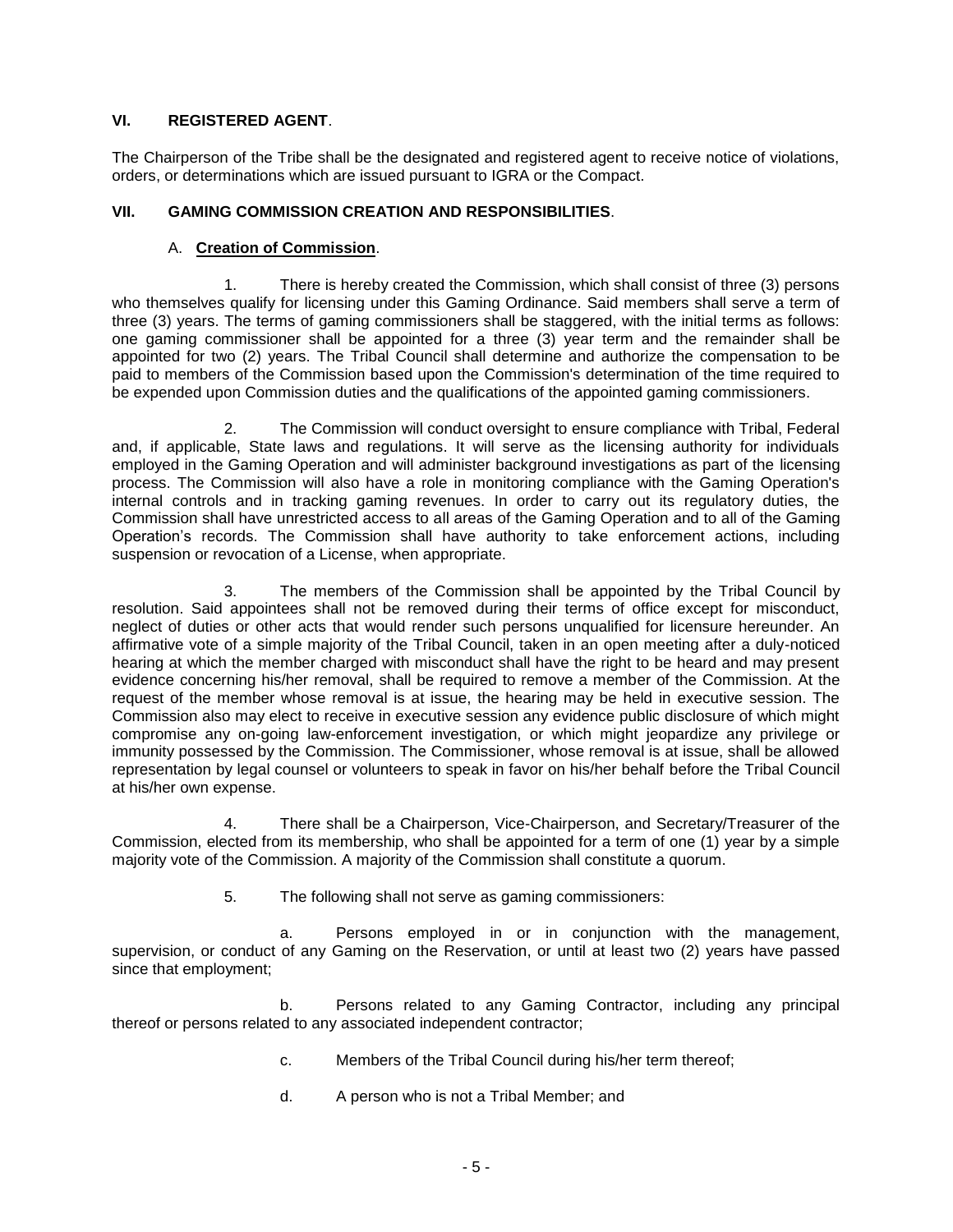## VI. REGISTERED AGENT.

The Chairperson of the Tribe shall be the designated and registered agent to receive notice of violations, orders, or determinations which are issued pursuant to IGRA or the Compact.

## VII. GAMING COMMISSION CREATION AND RESPONSIBILITIES.

### A. **Creation of Commission**.

1. There is hereby created the Commission, which shall consist of three (3) persons who themselves qualify for licensing under this Gaming Ordinance. Said members shall serve a term of three (3) years. The terms of gaming commissioners shall be staggered, with the initial terms as follows: one gaming commissioner shall be appointed for a three (3) year term and the remainder shall be appointed for two (2) years. The Tribal Council shall determine and authorize the compensation to be paid to members of the Commission based upon the Commission's determination of the time required to be expended upon Commission duties and the qualifications of the appointed gaming commissioners.

2. The Commission will conduct oversight to ensure compliance with Tribal, Federal and, if applicable, State laws and regulations. It will serve as the licensing authority for individuals employed in the Gaming Operation and will administer background investigations as part of the licensing process. The Commission will also have a role in monitoring compliance with the Gaming Operation's internal controls and in tracking gaming revenues. In order to carry out its regulatory duties, the Commission shall have unrestricted access to all areas of the Gaming Operation and to all of the Gaming Operation's records. The Commission shall have authority to take enforcement actions, including suspension or revocation of a License, when appropriate.

3. The members of the Commission shall be appointed by the Tribal Council by resolution. Said appointees shall not be removed during their terms of office except for misconduct, neglect of duties or other acts that would render such persons unqualified for licensure hereunder. An affirmative vote of a simple majority of the Tribal Council, taken in an open meeting after a duly-noticed hearing at which the member charged with misconduct shall have the right to be heard and may present evidence concerning his/her removal, shall be required to remove a member of the Commission. At the request of the member whose removal is at issue, the hearing may be held in executive session. The Commission also may elect to receive in executive session any evidence public disclosure of which might compromise any on-going law-enforcement investigation, or which might jeopardize any privilege or immunity possessed by the Commission. The Commissioner, whose removal is at issue, shall be allowed representation by legal counsel or volunteers to speak in favor on his/her behalf before the Tribal Council at his/her own expense.

4. There shall be a Chairperson, Vice-Chairperson, and Secretary/Treasurer of the Commission, elected from its membership, who shall be appointed for a term of one (1) year by a simple majority vote of the Commission. A majority of the Commission shall constitute a quorum.

5. The following shall not serve as gaming commissioners:

a. Persons employed in or in conjunction with the management, supervision, or conduct of any Gaming on the Reservation, or until at least two (2) years have passed since that employment;

b. Persons related to any Gaming Contractor, including any principal thereof or persons related to any associated independent contractor;

c. Members of the Tribal Council during his/her term thereof;

d. A person who is not a Tribal Member; and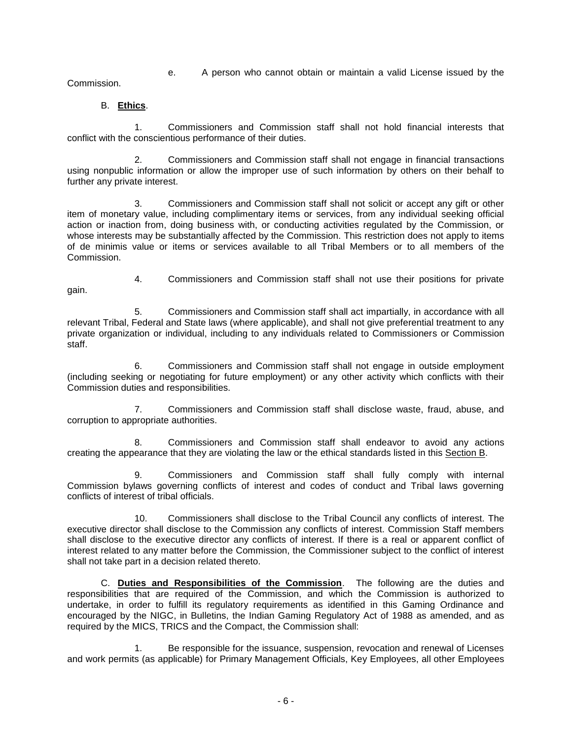e. A person who cannot obtain or maintain a valid License issued by the Commission.

B. **Ethics**.

1. Commissioners and Commission staff shall not hold financial interests that conflict with the conscientious performance of their duties.

2. Commissioners and Commission staff shall not engage in financial transactions using nonpublic information or allow the improper use of such information by others on their behalf to further any private interest.

3. Commissioners and Commission staff shall not solicit or accept any gift or other item of monetary value, including complimentary items or services, from any individual seeking official action or inaction from, doing business with, or conducting activities regulated by the Commission, or whose interests may be substantially affected by the Commission. This restriction does not apply to items of de minimis value or items or services available to all Tribal Members or to all members of the Commission.

4. Commissioners and Commission staff shall not use their positions for private gain.

5. Commissioners and Commission staff shall act impartially, in accordance with all relevant Tribal, Federal and State laws (where applicable), and shall not give preferential treatment to any private organization or individual, including to any individuals related to Commissioners or Commission staff.

6. Commissioners and Commission staff shall not engage in outside employment (including seeking or negotiating for future employment) or any other activity which conflicts with their Commission duties and responsibilities.

7. Commissioners and Commission staff shall disclose waste, fraud, abuse, and corruption to appropriate authorities.

8. Commissioners and Commission staff shall endeavor to avoid any actions creating the appearance that they are violating the law or the ethical standards listed in this Section B.

9. Commissioners and Commission staff shall fully comply with internal Commission bylaws governing conflicts of interest and codes of conduct and Tribal laws governing conflicts of interest of tribal officials.

10. Commissioners shall disclose to the Tribal Council any conflicts of interest. The executive director shall disclose to the Commission any conflicts of interest. Commission Staff members shall disclose to the executive director any conflicts of interest. If there is a real or apparent conflict of interest related to any matter before the Commission, the Commissioner subject to the conflict of interest shall not take part in a decision related thereto.

C. **Duties and Responsibilities of the Commission**. The following are the duties and responsibilities that are required of the Commission, and which the Commission is authorized to undertake, in order to fulfill its regulatory requirements as identified in this Gaming Ordinance and encouraged by the NIGC, in Bulletins, the Indian Gaming Regulatory Act of 1988 as amended, and as required by the MICS, TRICS and the Compact, the Commission shall:

1. Be responsible for the issuance, suspension, revocation and renewal of Licenses and work permits (as applicable) for Primary Management Officials, Key Employees, all other Employees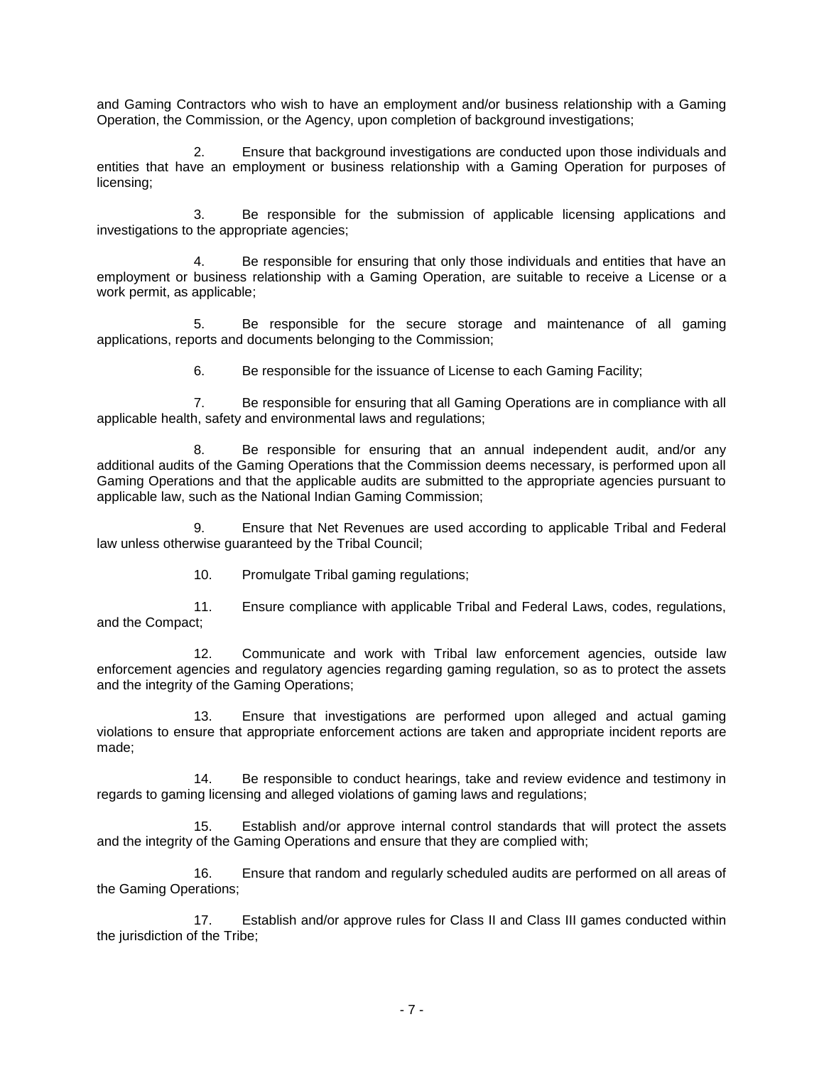and Gaming Contractors who wish to have an employment and/or business relationship with a Gaming Operation, the Commission, or the Agency, upon completion of background investigations;

2. Ensure that background investigations are conducted upon those individuals and entities that have an employment or business relationship with a Gaming Operation for purposes of licensing;

3. Be responsible for the submission of applicable licensing applications and investigations to the appropriate agencies;

4. Be responsible for ensuring that only those individuals and entities that have an employment or business relationship with a Gaming Operation, are suitable to receive a License or a work permit, as applicable;

5. Be responsible for the secure storage and maintenance of all gaming applications, reports and documents belonging to the Commission;

6. Be responsible for the issuance of License to each Gaming Facility;

7. Be responsible for ensuring that all Gaming Operations are in compliance with all applicable health, safety and environmental laws and regulations;

8. Be responsible for ensuring that an annual independent audit, and/or any additional audits of the Gaming Operations that the Commission deems necessary, is performed upon all Gaming Operations and that the applicable audits are submitted to the appropriate agencies pursuant to applicable law, such as the National Indian Gaming Commission;

9. Ensure that Net Revenues are used according to applicable Tribal and Federal law unless otherwise guaranteed by the Tribal Council;

10. Promulgate Tribal gaming regulations;

11. Ensure compliance with applicable Tribal and Federal Laws, codes, regulations, and the Compact;

12. Communicate and work with Tribal law enforcement agencies, outside law enforcement agencies and regulatory agencies regarding gaming regulation, so as to protect the assets and the integrity of the Gaming Operations;

13. Ensure that investigations are performed upon alleged and actual gaming violations to ensure that appropriate enforcement actions are taken and appropriate incident reports are made;

14. Be responsible to conduct hearings, take and review evidence and testimony in regards to gaming licensing and alleged violations of gaming laws and regulations;

15. Establish and/or approve internal control standards that will protect the assets and the integrity of the Gaming Operations and ensure that they are complied with;

16. Ensure that random and regularly scheduled audits are performed on all areas of the Gaming Operations;

17. Establish and/or approve rules for Class II and Class III games conducted within the jurisdiction of the Tribe;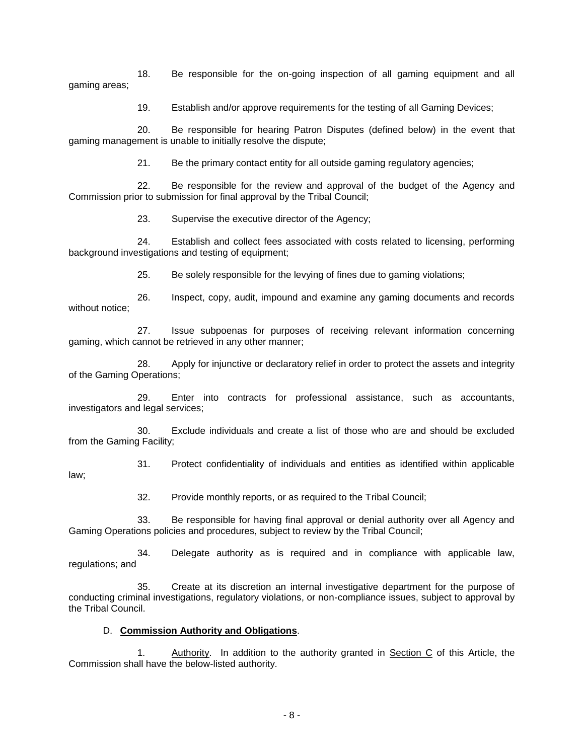18. Be responsible for the on-going inspection of all gaming equipment and all gaming areas;

19. Establish and/or approve requirements for the testing of all Gaming Devices;

20. Be responsible for hearing Patron Disputes (defined below) in the event that gaming management is unable to initially resolve the dispute;

21. Be the primary contact entity for all outside gaming regulatory agencies;

22. Be responsible for the review and approval of the budget of the Agency and Commission prior to submission for final approval by the Tribal Council;

23. Supervise the executive director of the Agency;

24. Establish and collect fees associated with costs related to licensing, performing background investigations and testing of equipment;

25. Be solely responsible for the levying of fines due to gaming violations;

26. Inspect, copy, audit, impound and examine any gaming documents and records without notice;

27. Issue subpoenas for purposes of receiving relevant information concerning gaming, which cannot be retrieved in any other manner;

28. Apply for injunctive or declaratory relief in order to protect the assets and integrity of the Gaming Operations;

29. Enter into contracts for professional assistance, such as accountants, investigators and legal services;

30. Exclude individuals and create a list of those who are and should be excluded from the Gaming Facility;

31. Protect confidentiality of individuals and entities as identified within applicable law;

32. Provide monthly reports, or as required to the Tribal Council;

33. Be responsible for having final approval or denial authority over all Agency and Gaming Operations policies and procedures, subject to review by the Tribal Council;

34. Delegate authority as is required and in compliance with applicable law, regulations; and

35. Create at its discretion an internal investigative department for the purpose of conducting criminal investigations, regulatory violations, or non-compliance issues, subject to approval by the Tribal Council.

D. **Commission Authority and Obligations**.

1. Authority. In addition to the authority granted in Section C of this Article, the Commission shall have the below-listed authority.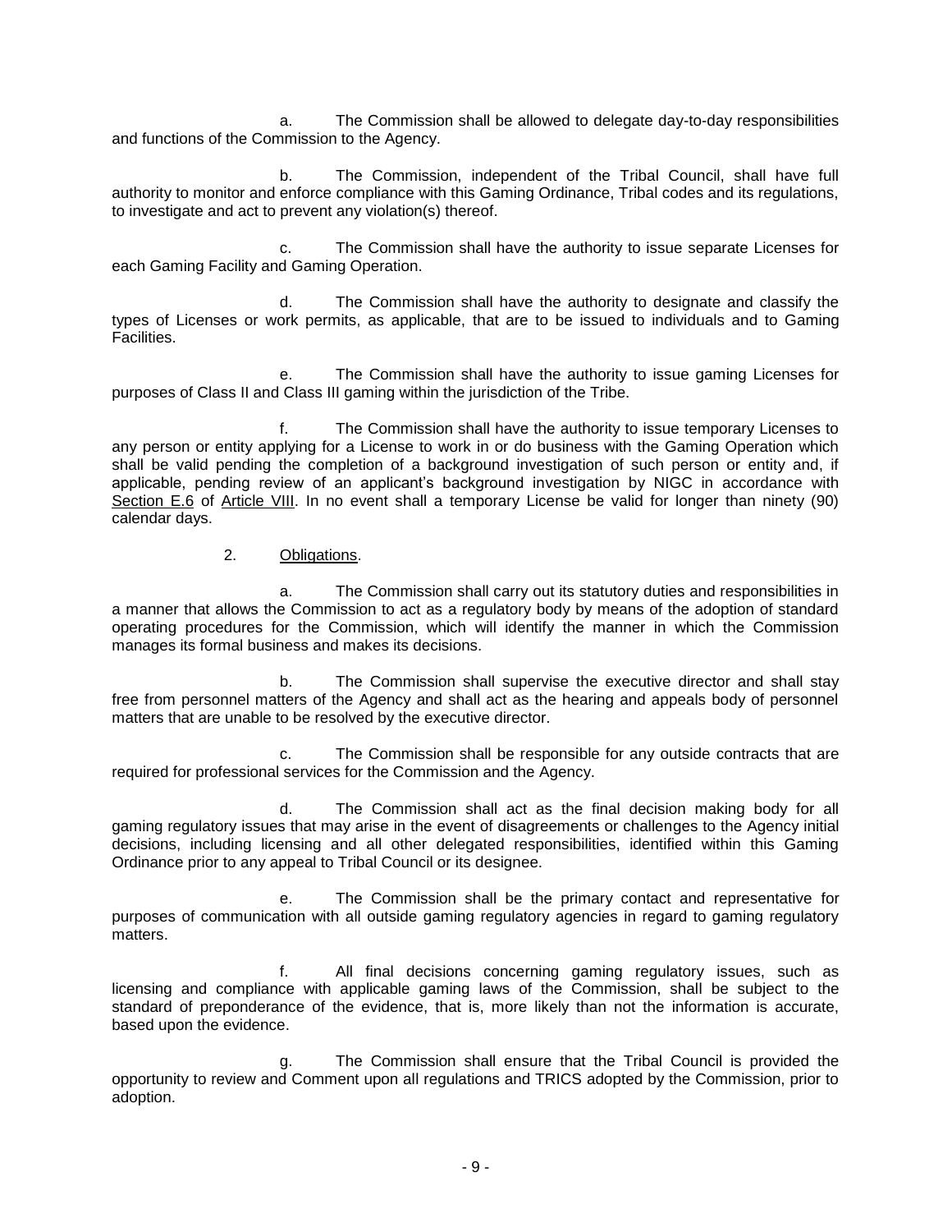a. The Commission shall be allowed to delegate day-to-day responsibilities and functions of the Commission to the Agency.

b. The Commission, independent of the Tribal Council, shall have full authority to monitor and enforce compliance with this Gaming Ordinance, Tribal codes and its regulations, to investigate and act to prevent any violation(s) thereof.

c. The Commission shall have the authority to issue separate Licenses for each Gaming Facility and Gaming Operation.

d. The Commission shall have the authority to designate and classify the types of Licenses or work permits, as applicable, that are to be issued to individuals and to Gaming Facilities.

e. The Commission shall have the authority to issue gaming Licenses for purposes of Class II and Class III gaming within the jurisdiction of the Tribe.

f. The Commission shall have the authority to issue temporary Licenses to any person or entity applying for a License to work in or do business with the Gaming Operation which shall be valid pending the completion of a background investigation of such person or entity and, if applicable, pending review of an applicant's background investigation by NIGC in accordance with Section E.6 of Article VIII. In no event shall a temporary License be valid for longer than ninety (90) calendar days.

2. Obligations.

a. The Commission shall carry out its statutory duties and responsibilities in a manner that allows the Commission to act as a regulatory body by means of the adoption of standard operating procedures for the Commission, which will identify the manner in which the Commission manages its formal business and makes its decisions.

b. The Commission shall supervise the executive director and shall stay free from personnel matters of the Agency and shall act as the hearing and appeals body of personnel matters that are unable to be resolved by the executive director.

c. The Commission shall be responsible for any outside contracts that are required for professional services for the Commission and the Agency.

d. The Commission shall act as the final decision making body for all gaming regulatory issues that may arise in the event of disagreements or challenges to the Agency initial decisions, including licensing and all other delegated responsibilities, identified within this Gaming Ordinance prior to any appeal to Tribal Council or its designee.

e. The Commission shall be the primary contact and representative for purposes of communication with all outside gaming regulatory agencies in regard to gaming regulatory matters.

f. All final decisions concerning gaming regulatory issues, such as licensing and compliance with applicable gaming laws of the Commission, shall be subject to the standard of preponderance of the evidence, that is, more likely than not the information is accurate, based upon the evidence.

g. The Commission shall ensure that the Tribal Council is provided the opportunity to review and Comment upon all regulations and TRICS adopted by the Commission, prior to adoption.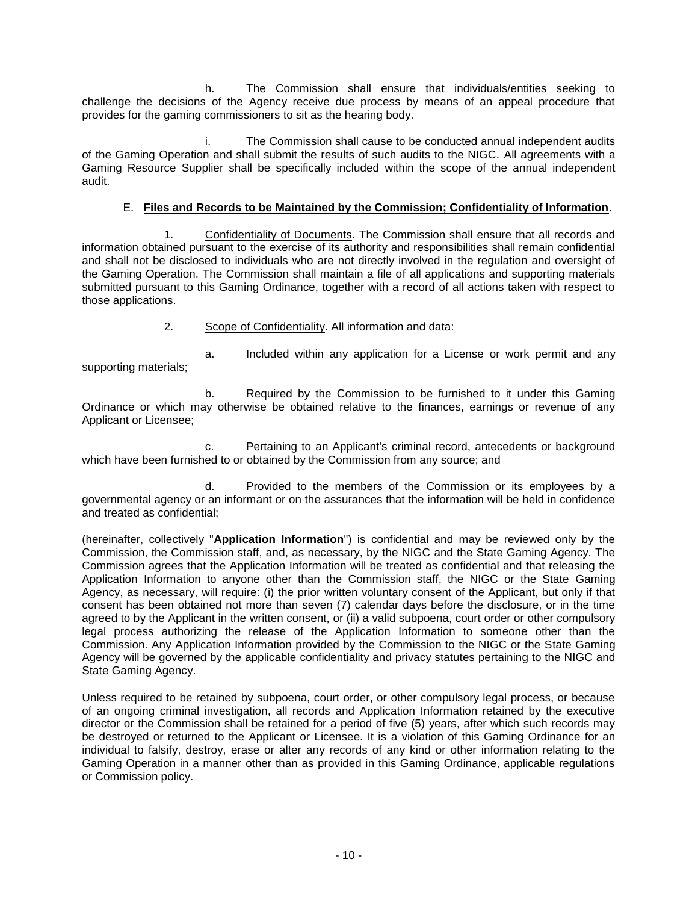h. The Commission shall ensure that individuals/entities seeking to challenge the decisions of the Agency receive due process by means of an appeal procedure that provides for the gaming commissioners to sit as the hearing body.

i. The Commission shall cause to be conducted annual independent audits of the Gaming Operation and shall submit the results of such audits to the NIGC. All agreements with a Gaming Resource Supplier shall be specifically included within the scope of the annual independent audit.

E. **Files and Records to be Maintained by the Commission; Confidentiality of Information**.

1. Confidentiality of Documents. The Commission shall ensure that all records and information obtained pursuant to the exercise of its authority and responsibilities shall remain confidential and shall not be disclosed to individuals who are not directly involved in the regulation and oversight of the Gaming Operation. The Commission shall maintain a file of all applications and supporting materials submitted pursuant to this Gaming Ordinance, together with a record of all actions taken with respect to those applications.

2. Scope of Confidentiality. All information and data:

a. Included within any application for a License or work permit and any supporting materials;

b. Required by the Commission to be furnished to it under this Gaming Ordinance or which may otherwise be obtained relative to the finances, earnings or revenue of any Applicant or Licensee;

c. Pertaining to an Applicant's criminal record, antecedents or background which have been furnished to or obtained by the Commission from any source; and

d. Provided to the members of the Commission or its employees by a governmental agency or an informant or on the assurances that the information will be held in confidence and treated as confidential;

(hereinafter, collectively "**Application Information**") is confidential and may be reviewed only by the Commission, the Commission staff, and, as necessary, by the NIGC and the State Gaming Agency. The Commission agrees that the Application Information will be treated as confidential and that releasing the Application Information to anyone other than the Commission staff, the NIGC or the State Gaming Agency, as necessary, will require: (i) the prior written voluntary consent of the Applicant, but only if that consent has been obtained not more than seven (7) calendar days before the disclosure, or in the time agreed to by the Applicant in the written consent, or (ii) a valid subpoena, court order or other compulsory legal process authorizing the release of the Application Information to someone other than the Commission. Any Application Information provided by the Commission to the NIGC or the State Gaming Agency will be governed by the applicable confidentiality and privacy statutes pertaining to the NIGC and State Gaming Agency.

Unless required to be retained by subpoena, court order, or other compulsory legal process, or because of an ongoing criminal investigation, all records and Application Information retained by the executive director or the Commission shall be retained for a period of five (5) years, after which such records may be destroyed or returned to the Applicant or Licensee. It is a violation of this Gaming Ordinance for an individual to falsify, destroy, erase or alter any records of any kind or other information relating to the Gaming Operation in a manner other than as provided in this Gaming Ordinance, applicable regulations or Commission policy.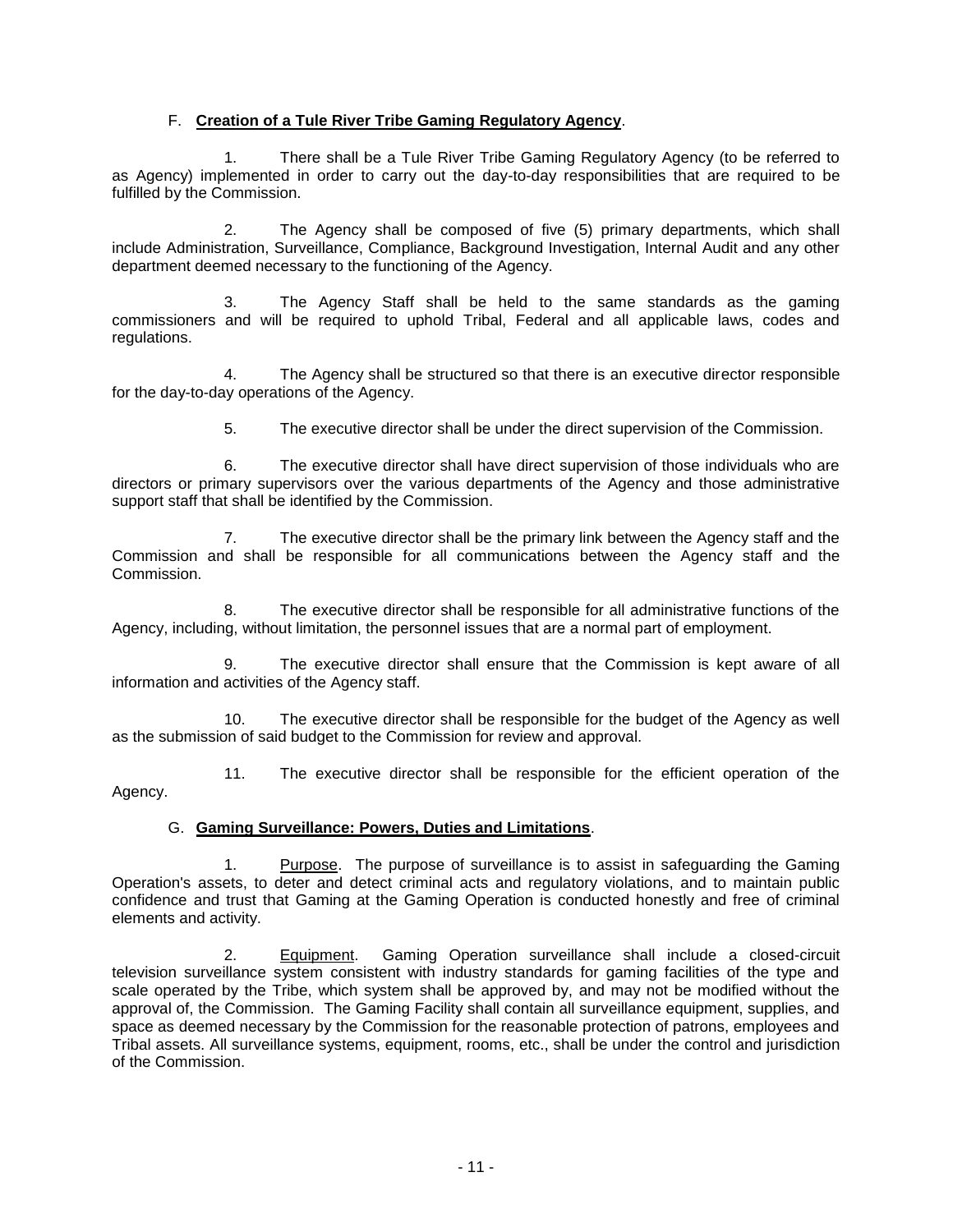### F. **Creation of a Tule River Tribe Gaming Regulatory Agency**.

1. There shall be a Tule River Tribe Gaming Regulatory Agency (to be referred to as Agency) implemented in order to carry out the day-to-day responsibilities that are required to be fulfilled by the Commission.

2. The Agency shall be composed of five (5) primary departments, which shall include Administration, Surveillance, Compliance, Background Investigation, Internal Audit and any other department deemed necessary to the functioning of the Agency.

3. The Agency Staff shall be held to the same standards as the gaming commissioners and will be required to uphold Tribal, Federal and all applicable laws, codes and regulations.

4. The Agency shall be structured so that there is an executive director responsible for the day-to-day operations of the Agency.

5. The executive director shall be under the direct supervision of the Commission.

6. The executive director shall have direct supervision of those individuals who are directors or primary supervisors over the various departments of the Agency and those administrative support staff that shall be identified by the Commission.

7. The executive director shall be the primary link between the Agency staff and the Commission and shall be responsible for all communications between the Agency staff and the Commission.

8. The executive director shall be responsible for all administrative functions of the Agency, including, without limitation, the personnel issues that are a normal part of employment.

9. The executive director shall ensure that the Commission is kept aware of all information and activities of the Agency staff.

10. The executive director shall be responsible for the budget of the Agency as well as the submission of said budget to the Commission for review and approval.

11. The executive director shall be responsible for the efficient operation of the Agency.

### G. **Gaming Surveillance: Powers, Duties and Limitations**.

1. Purpose. The purpose of surveillance is to assist in safeguarding the Gaming Operation's assets, to deter and detect criminal acts and regulatory violations, and to maintain public confidence and trust that Gaming at the Gaming Operation is conducted honestly and free of criminal elements and activity.

2. Equipment. Gaming Operation surveillance shall include a closed-circuit television surveillance system consistent with industry standards for gaming facilities of the type and scale operated by the Tribe, which system shall be approved by, and may not be modified without the approval of, the Commission. The Gaming Facility shall contain all surveillance equipment, supplies, and space as deemed necessary by the Commission for the reasonable protection of patrons, employees and Tribal assets. All surveillance systems, equipment, rooms, etc., shall be under the control and jurisdiction of the Commission.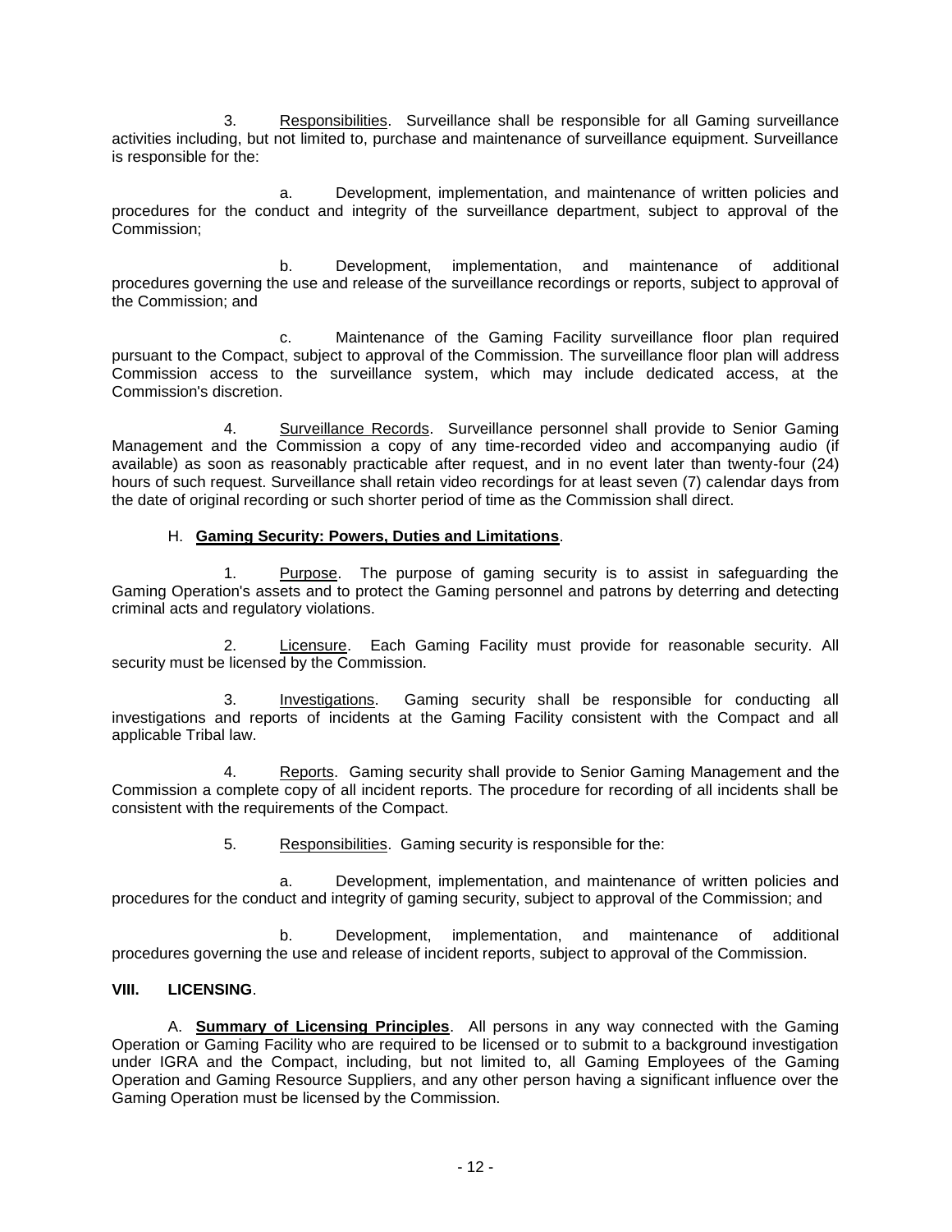3. Responsibilities. Surveillance shall be responsible for all Gaming surveillance activities including, but not limited to, purchase and maintenance of surveillance equipment. Surveillance is responsible for the:

a. Development, implementation, and maintenance of written policies and procedures for the conduct and integrity of the surveillance department, subject to approval of the Commission;

b. Development, implementation, and maintenance of additional procedures governing the use and release of the surveillance recordings or reports, subject to approval of the Commission; and

c. Maintenance of the Gaming Facility surveillance floor plan required pursuant to the Compact, subject to approval of the Commission. The surveillance floor plan will address Commission access to the surveillance system, which may include dedicated access, at the Commission's discretion.

4. Surveillance Records. Surveillance personnel shall provide to Senior Gaming Management and the Commission a copy of any time-recorded video and accompanying audio (if available) as soon as reasonably practicable after request, and in no event later than twenty-four (24) hours of such request. Surveillance shall retain video recordings for at least seven (7) calendar days from the date of original recording or such shorter period of time as the Commission shall direct.

H. **Gaming Security: Powers, Duties and Limitations**.

1. Purpose. The purpose of gaming security is to assist in safeguarding the Gaming Operation's assets and to protect the Gaming personnel and patrons by deterring and detecting criminal acts and regulatory violations.

2. Licensure. Each Gaming Facility must provide for reasonable security. All security must be licensed by the Commission.

3. Investigations. Gaming security shall be responsible for conducting all investigations and reports of incidents at the Gaming Facility consistent with the Compact and all applicable Tribal law.

4. Reports. Gaming security shall provide to Senior Gaming Management and the Commission a complete copy of all incident reports. The procedure for recording of all incidents shall be consistent with the requirements of the Compact.

5. Responsibilities. Gaming security is responsible for the:

a. Development, implementation, and maintenance of written policies and procedures for the conduct and integrity of gaming security, subject to approval of the Commission; and

b. Development, implementation, and maintenance of additional procedures governing the use and release of incident reports, subject to approval of the Commission.

## VIII. LICENSING.

A. **Summary of Licensing Principles**. All persons in any way connected with the Gaming Operation or Gaming Facility who are required to be licensed or to submit to a background investigation under IGRA and the Compact, including, but not limited to, all Gaming Employees of the Gaming Operation and Gaming Resource Suppliers, and any other person having a significant influence over the Gaming Operation must be licensed by the Commission.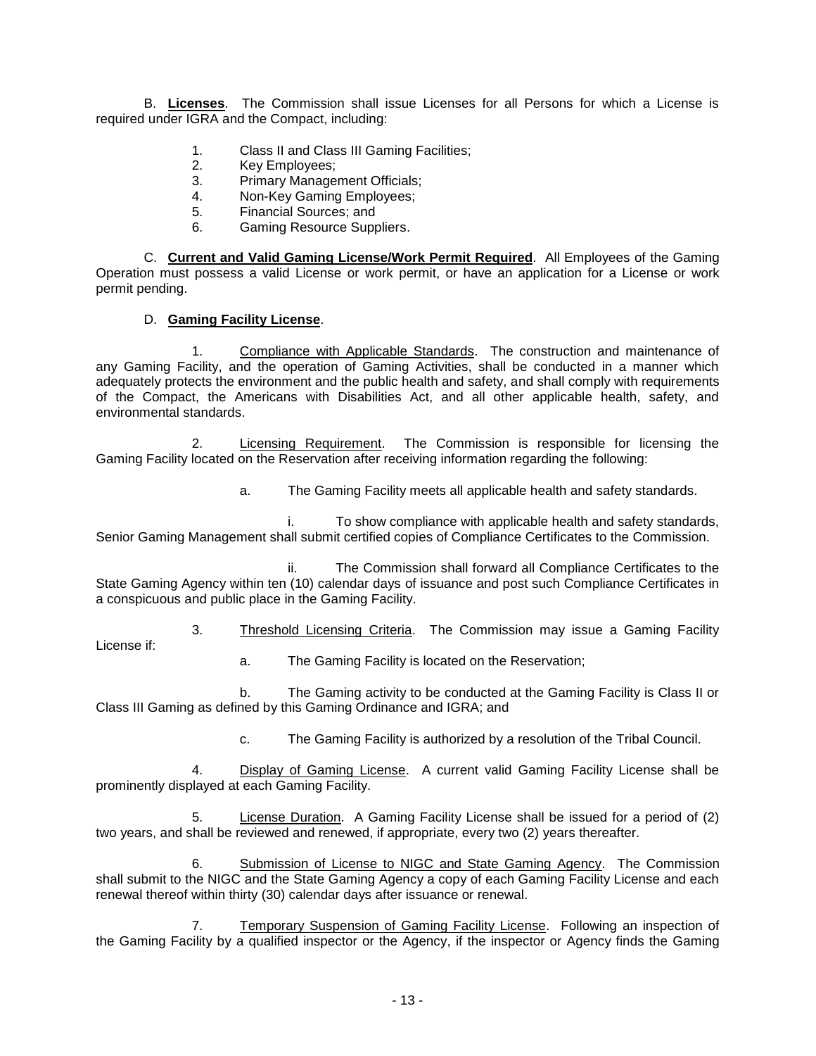B. **Licenses**. The Commission shall issue Licenses for all Persons for which a License is required under IGRA and the Compact, including:

1. Class II and Class III Gaming Facilities;
2. Key Employees;
3. Primary Management Officials;
4. Non-Key Gaming Employees;
5. Financial Sources; and
6. Gaming Resource Suppliers.

C. **Current and Valid Gaming License/Work Permit Required**. All Employees of the Gaming Operation must possess a valid License or work permit, or have an application for a License or work permit pending.

D. **Gaming Facility License**.

1. Compliance with Applicable Standards. The construction and maintenance of any Gaming Facility, and the operation of Gaming Activities, shall be conducted in a manner which adequately protects the environment and the public health and safety, and shall comply with requirements of the Compact, the Americans with Disabilities Act, and all other applicable health, safety, and environmental standards.

2. Licensing Requirement. The Commission is responsible for licensing the Gaming Facility located on the Reservation after receiving information regarding the following:

a. The Gaming Facility meets all applicable health and safety standards.

i. To show compliance with applicable health and safety standards, Senior Gaming Management shall submit certified copies of Compliance Certificates to the Commission.

ii. The Commission shall forward all Compliance Certificates to the State Gaming Agency within ten (10) calendar days of issuance and post such Compliance Certificates in a conspicuous and public place in the Gaming Facility.

3. Threshold Licensing Criteria. The Commission may issue a Gaming Facility License if:

a. The Gaming Facility is located on the Reservation;

b. The Gaming activity to be conducted at the Gaming Facility is Class II or Class III Gaming as defined by this Gaming Ordinance and IGRA; and

c. The Gaming Facility is authorized by a resolution of the Tribal Council.

4. Display of Gaming License. A current valid Gaming Facility License shall be prominently displayed at each Gaming Facility.

5. License Duration. A Gaming Facility License shall be issued for a period of (2) two years, and shall be reviewed and renewed, if appropriate, every two (2) years thereafter.

6. Submission of License to NIGC and State Gaming Agency. The Commission shall submit to the NIGC and the State Gaming Agency a copy of each Gaming Facility License and each renewal thereof within thirty (30) calendar days after issuance or renewal.

7. Temporary Suspension of Gaming Facility License. Following an inspection of the Gaming Facility by a qualified inspector or the Agency, if the inspector or Agency finds the Gaming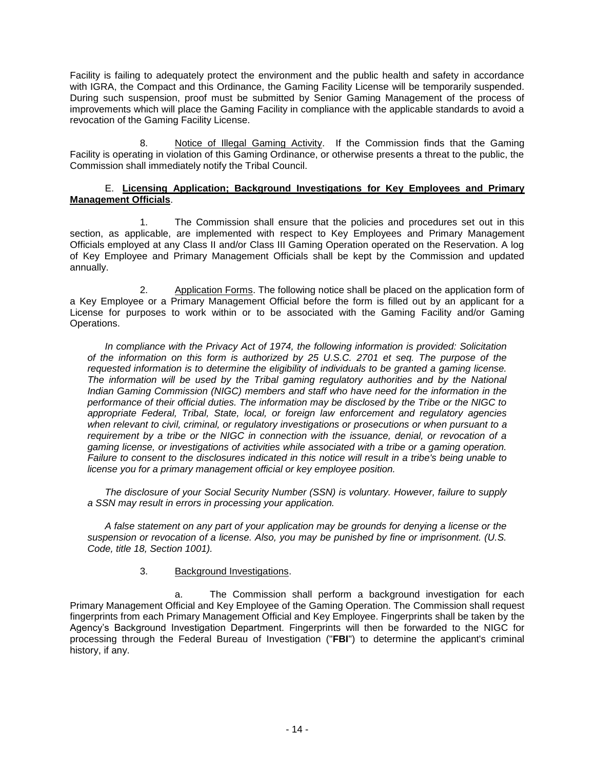Facility is failing to adequately protect the environment and the public health and safety in accordance with IGRA, the Compact and this Ordinance, the Gaming Facility License will be temporarily suspended. During such suspension, proof must be submitted by Senior Gaming Management of the process of improvements which will place the Gaming Facility in compliance with the applicable standards to avoid a revocation of the Gaming Facility License.

8. Notice of Illegal Gaming Activity. If the Commission finds that the Gaming Facility is operating in violation of this Gaming Ordinance, or otherwise presents a threat to the public, the Commission shall immediately notify the Tribal Council.

E. **Licensing Application; Background Investigations for Key Employees and Primary Management Officials**.

1. The Commission shall ensure that the policies and procedures set out in this section, as applicable, are implemented with respect to Key Employees and Primary Management Officials employed at any Class II and/or Class III Gaming Operation operated on the Reservation. A log of Key Employee and Primary Management Officials shall be kept by the Commission and updated annually.

2. Application Forms. The following notice shall be placed on the application form of a Key Employee or a Primary Management Official before the form is filled out by an applicant for a License for purposes to work within or to be associated with the Gaming Facility and/or Gaming Operations.

*In compliance with the Privacy Act of 1974, the following information is provided: Solicitation of the information on this form is authorized by 25 U.S.C. 2701 et seq. The purpose of the requested information is to determine the eligibility of individuals to be granted a gaming license. The information will be used by the Tribal gaming regulatory authorities and by the National Indian Gaming Commission (NIGC) members and staff who have need for the information in the performance of their official duties. The information may be disclosed by the Tribe or the NIGC to appropriate Federal, Tribal, State, local, or foreign law enforcement and regulatory agencies when relevant to civil, criminal, or regulatory investigations or prosecutions or when pursuant to a requirement by a tribe or the NIGC in connection with the issuance, denial, or revocation of a gaming license, or investigations of activities while associated with a tribe or a gaming operation. Failure to consent to the disclosures indicated in this notice will result in a tribe's being unable to license you for a primary management official or key employee position.*

*The disclosure of your Social Security Number (SSN) is voluntary. However, failure to supply a SSN may result in errors in processing your application.*

*A false statement on any part of your application may be grounds for denying a license or the suspension or revocation of a license. Also, you may be punished by fine or imprisonment. (U.S. Code, title 18, Section 1001).*

3. Background Investigations.

a. The Commission shall perform a background investigation for each Primary Management Official and Key Employee of the Gaming Operation. The Commission shall request fingerprints from each Primary Management Official and Key Employee. Fingerprints shall be taken by the Agency's Background Investigation Department. Fingerprints will then be forwarded to the NIGC for processing through the Federal Bureau of Investigation ("**FBI**") to determine the applicant's criminal history, if any.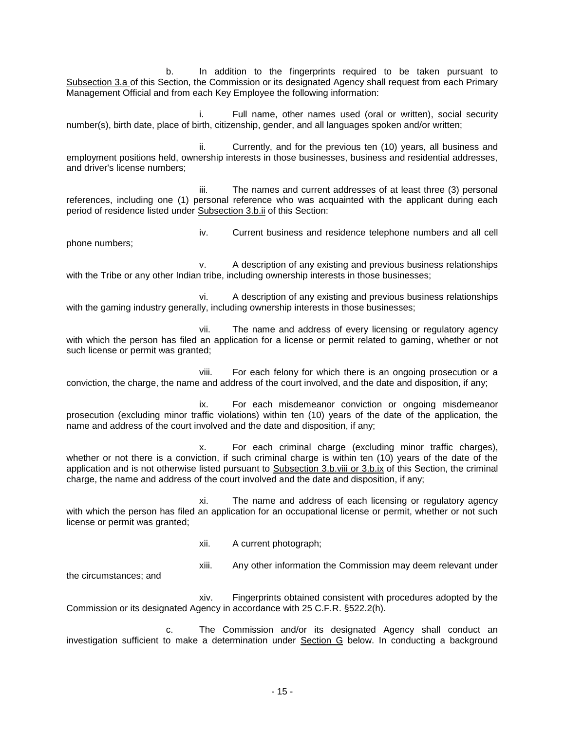b. In addition to the fingerprints required to be taken pursuant to <u>Subsection 3.a</u> of this Section, the Commission or its designated Agency shall request from each Primary Management Official and from each Key Employee the following information:

i. Full name, other names used (oral or written), social security number(s), birth date, place of birth, citizenship, gender, and all languages spoken and/or written;

ii. Currently, and for the previous ten (10) years, all business and employment positions held, ownership interests in those businesses, business and residential addresses, and driver's license numbers;

iii. The names and current addresses of at least three (3) personal references, including one (1) personal reference who was acquainted with the applicant during each period of residence listed under <u>Subsection 3.b.ii</u> of this Section:

iv. Current business and residence telephone numbers and all cell phone numbers;

v. A description of any existing and previous business relationships with the Tribe or any other Indian tribe, including ownership interests in those businesses;

vi. A description of any existing and previous business relationships with the gaming industry generally, including ownership interests in those businesses;

vii. The name and address of every licensing or regulatory agency with which the person has filed an application for a license or permit related to gaming, whether or not such license or permit was granted;

viii. For each felony for which there is an ongoing prosecution or a conviction, the charge, the name and address of the court involved, and the date and disposition, if any;

ix. For each misdemeanor conviction or ongoing misdemeanor prosecution (excluding minor traffic violations) within ten (10) years of the date of the application, the name and address of the court involved and the date and disposition, if any;

x. For each criminal charge (excluding minor traffic charges), whether or not there is a conviction, if such criminal charge is within ten (10) years of the date of the application and is not otherwise listed pursuant to <u>Subsection 3.b.viii or 3.b.ix</u> of this Section, the criminal charge, the name and address of the court involved and the date and disposition, if any;

xi. The name and address of each licensing or regulatory agency with which the person has filed an application for an occupational license or permit, whether or not such license or permit was granted;

xii. A current photograph;

xiii. Any other information the Commission may deem relevant under the circumstances; and

xiv. Fingerprints obtained consistent with procedures adopted by the Commission or its designated Agency in accordance with 25 C.F.R. §522.2(h).

c. The Commission and/or its designated Agency shall conduct an investigation sufficient to make a determination under <u>Section G</u> below. In conducting a background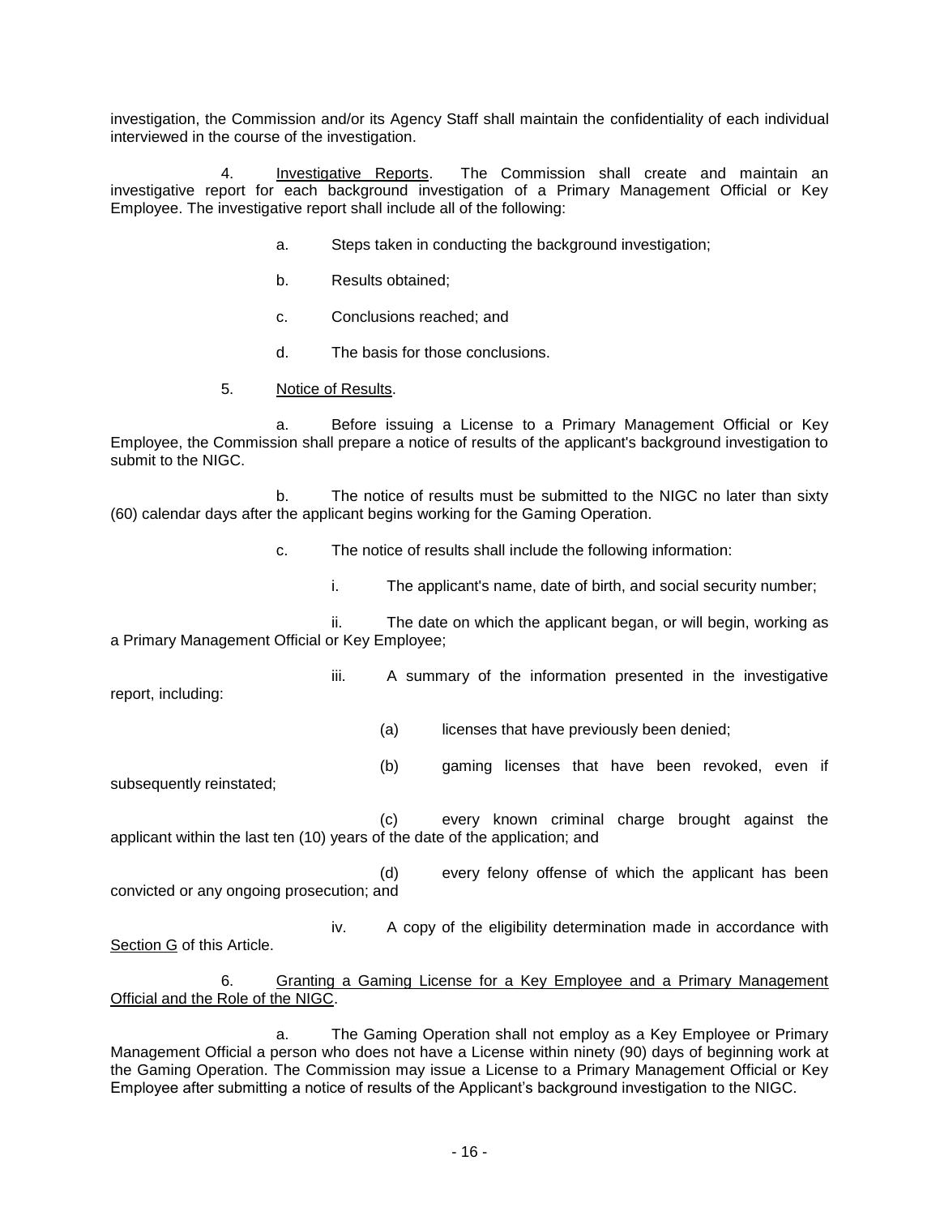investigation, the Commission and/or its Agency Staff shall maintain the confidentiality of each individual interviewed in the course of the investigation.

4. Investigative Reports. The Commission shall create and maintain an investigative report for each background investigation of a Primary Management Official or Key Employee. The investigative report shall include all of the following:

a. Steps taken in conducting the background investigation;

b. Results obtained;

c. Conclusions reached; and

d. The basis for those conclusions.

5. Notice of Results.

a. Before issuing a License to a Primary Management Official or Key Employee, the Commission shall prepare a notice of results of the applicant's background investigation to submit to the NIGC.

b. The notice of results must be submitted to the NIGC no later than sixty (60) calendar days after the applicant begins working for the Gaming Operation.

c. The notice of results shall include the following information:

i. The applicant's name, date of birth, and social security number;

ii. The date on which the applicant began, or will begin, working as a Primary Management Official or Key Employee;

iii. A summary of the information presented in the investigative report, including:

(a) licenses that have previously been denied;

(b) gaming licenses that have been revoked, even if subsequently reinstated;

(c) every known criminal charge brought against the applicant within the last ten (10) years of the date of the application; and

(d) every felony offense of which the applicant has been convicted or any ongoing prosecution; and

iv. A copy of the eligibility determination made in accordance with Section G of this Article.

6. Granting a Gaming License for a Key Employee and a Primary Management Official and the Role of the NIGC.

a. The Gaming Operation shall not employ as a Key Employee or Primary Management Official a person who does not have a License within ninety (90) days of beginning work at the Gaming Operation. The Commission may issue a License to a Primary Management Official or Key Employee after submitting a notice of results of the Applicant's background investigation to the NIGC.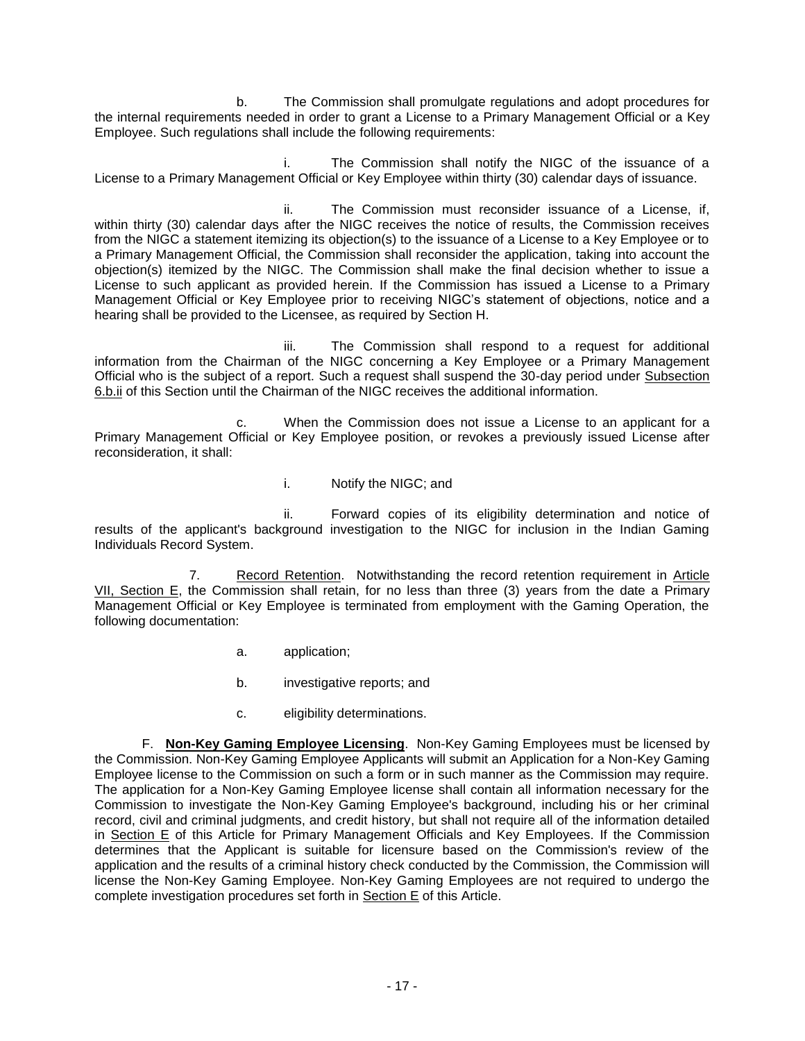b. The Commission shall promulgate regulations and adopt procedures for the internal requirements needed in order to grant a License to a Primary Management Official or a Key Employee. Such regulations shall include the following requirements:

i. The Commission shall notify the NIGC of the issuance of a License to a Primary Management Official or Key Employee within thirty (30) calendar days of issuance.

ii. The Commission must reconsider issuance of a License, if, within thirty (30) calendar days after the NIGC receives the notice of results, the Commission receives from the NIGC a statement itemizing its objection(s) to the issuance of a License to a Key Employee or to a Primary Management Official, the Commission shall reconsider the application, taking into account the objection(s) itemized by the NIGC. The Commission shall make the final decision whether to issue a License to such applicant as provided herein. If the Commission has issued a License to a Primary Management Official or Key Employee prior to receiving NIGC's statement of objections, notice and a hearing shall be provided to the Licensee, as required by Section H.

iii. The Commission shall respond to a request for additional information from the Chairman of the NIGC concerning a Key Employee or a Primary Management Official who is the subject of a report. Such a request shall suspend the 30-day period under Subsection 6.b.ii of this Section until the Chairman of the NIGC receives the additional information.

c. When the Commission does not issue a License to an applicant for a Primary Management Official or Key Employee position, or revokes a previously issued License after reconsideration, it shall:

i. Notify the NIGC; and

ii. Forward copies of its eligibility determination and notice of results of the applicant's background investigation to the NIGC for inclusion in the Indian Gaming Individuals Record System.

7. Record Retention. Notwithstanding the record retention requirement in Article VII, Section E, the Commission shall retain, for no less than three (3) years from the date a Primary Management Official or Key Employee is terminated from employment with the Gaming Operation, the following documentation:

a. application;

b. investigative reports; and

c. eligibility determinations.

F. **Non-Key Gaming Employee Licensing**. Non-Key Gaming Employees must be licensed by the Commission. Non-Key Gaming Employee Applicants will submit an Application for a Non-Key Gaming Employee license to the Commission on such a form or in such manner as the Commission may require. The application for a Non-Key Gaming Employee license shall contain all information necessary for the Commission to investigate the Non-Key Gaming Employee's background, including his or her criminal record, civil and criminal judgments, and credit history, but shall not require all of the information detailed in Section E of this Article for Primary Management Officials and Key Employees. If the Commission determines that the Applicant is suitable for licensure based on the Commission's review of the application and the results of a criminal history check conducted by the Commission, the Commission will license the Non-Key Gaming Employee. Non-Key Gaming Employees are not required to undergo the complete investigation procedures set forth in Section E of this Article.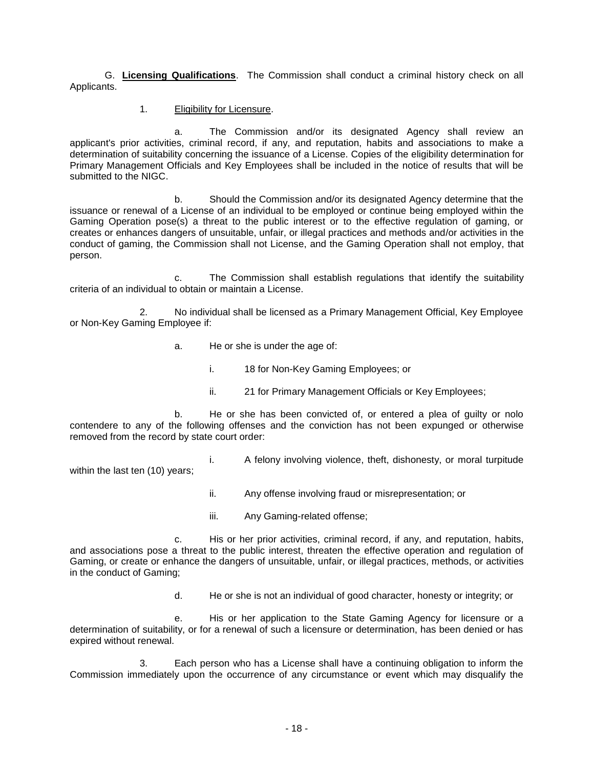G. **Licensing Qualifications**. The Commission shall conduct a criminal history check on all Applicants.

1. Eligibility for Licensure.

a. The Commission and/or its designated Agency shall review an applicant's prior activities, criminal record, if any, and reputation, habits and associations to make a determination of suitability concerning the issuance of a License. Copies of the eligibility determination for Primary Management Officials and Key Employees shall be included in the notice of results that will be submitted to the NIGC.

b. Should the Commission and/or its designated Agency determine that the issuance or renewal of a License of an individual to be employed or continue being employed within the Gaming Operation pose(s) a threat to the public interest or to the effective regulation of gaming, or creates or enhances dangers of unsuitable, unfair, or illegal practices and methods and/or activities in the conduct of gaming, the Commission shall not License, and the Gaming Operation shall not employ, that person.

c. The Commission shall establish regulations that identify the suitability criteria of an individual to obtain or maintain a License.

2. No individual shall be licensed as a Primary Management Official, Key Employee or Non-Key Gaming Employee if:

a. He or she is under the age of:

i. 18 for Non-Key Gaming Employees; or

ii. 21 for Primary Management Officials or Key Employees;

b. He or she has been convicted of, or entered a plea of guilty or nolo contendere to any of the following offenses and the conviction has not been expunged or otherwise removed from the record by state court order:

i. A felony involving violence, theft, dishonesty, or moral turpitude within the last ten (10) years;

ii. Any offense involving fraud or misrepresentation; or

iii. Any Gaming-related offense;

c. His or her prior activities, criminal record, if any, and reputation, habits, and associations pose a threat to the public interest, threaten the effective operation and regulation of Gaming, or create or enhance the dangers of unsuitable, unfair, or illegal practices, methods, or activities in the conduct of Gaming;

d. He or she is not an individual of good character, honesty or integrity; or

e. His or her application to the State Gaming Agency for licensure or a determination of suitability, or for a renewal of such a licensure or determination, has been denied or has expired without renewal.

3. Each person who has a License shall have a continuing obligation to inform the Commission immediately upon the occurrence of any circumstance or event which may disqualify the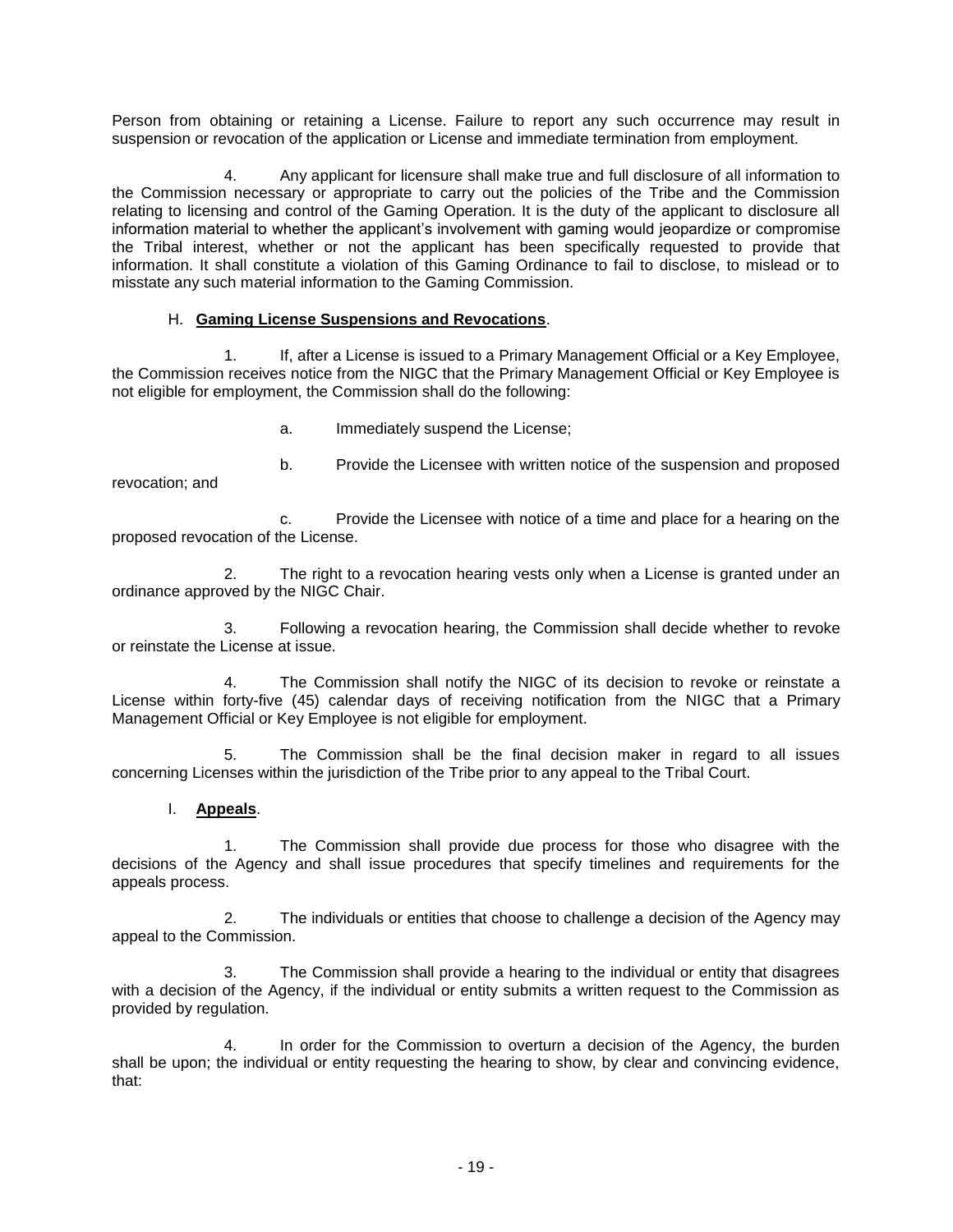Person from obtaining or retaining a License. Failure to report any such occurrence may result in suspension or revocation of the application or License and immediate termination from employment.

4. Any applicant for licensure shall make true and full disclosure of all information to the Commission necessary or appropriate to carry out the policies of the Tribe and the Commission relating to licensing and control of the Gaming Operation. It is the duty of the applicant to disclosure all information material to whether the applicant's involvement with gaming would jeopardize or compromise the Tribal interest, whether or not the applicant has been specifically requested to provide that information. It shall constitute a violation of this Gaming Ordinance to fail to disclose, to mislead or to misstate any such material information to the Gaming Commission.

H. **Gaming License Suspensions and Revocations**.

1. If, after a License is issued to a Primary Management Official or a Key Employee, the Commission receives notice from the NIGC that the Primary Management Official or Key Employee is not eligible for employment, the Commission shall do the following:

a. Immediately suspend the License;

b. Provide the Licensee with written notice of the suspension and proposed revocation; and

c. Provide the Licensee with notice of a time and place for a hearing on the proposed revocation of the License.

2. The right to a revocation hearing vests only when a License is granted under an ordinance approved by the NIGC Chair.

3. Following a revocation hearing, the Commission shall decide whether to revoke or reinstate the License at issue.

4. The Commission shall notify the NIGC of its decision to revoke or reinstate a License within forty-five (45) calendar days of receiving notification from the NIGC that a Primary Management Official or Key Employee is not eligible for employment.

5. The Commission shall be the final decision maker in regard to all issues concerning Licenses within the jurisdiction of the Tribe prior to any appeal to the Tribal Court.

I. **Appeals**.

1. The Commission shall provide due process for those who disagree with the decisions of the Agency and shall issue procedures that specify timelines and requirements for the appeals process.

2. The individuals or entities that choose to challenge a decision of the Agency may appeal to the Commission.

3. The Commission shall provide a hearing to the individual or entity that disagrees with a decision of the Agency, if the individual or entity submits a written request to the Commission as provided by regulation.

4. In order for the Commission to overturn a decision of the Agency, the burden shall be upon; the individual or entity requesting the hearing to show, by clear and convincing evidence, that: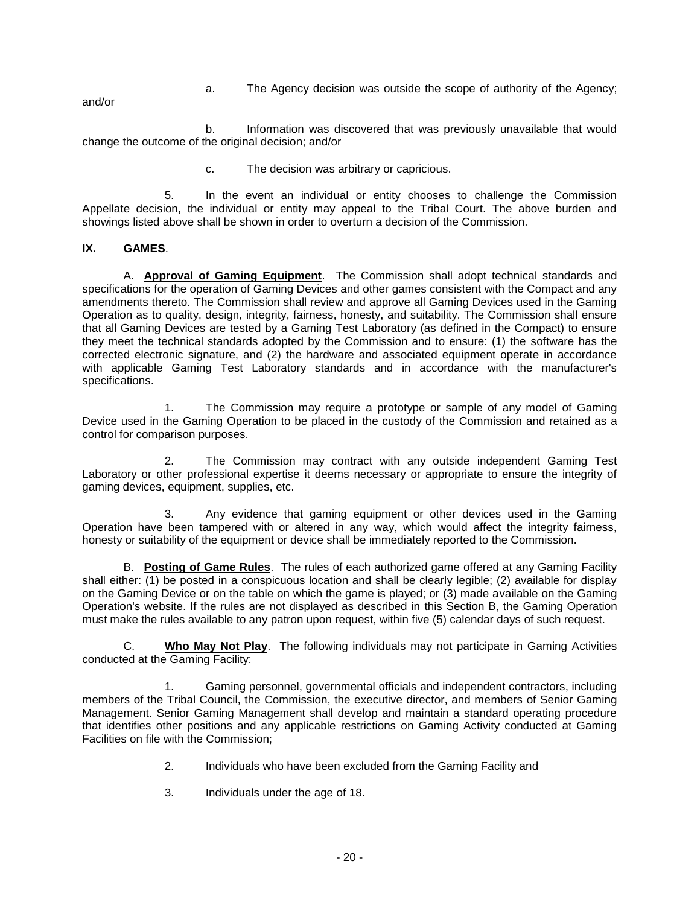a. The Agency decision was outside the scope of authority of the Agency; and/or

b. Information was discovered that was previously unavailable that would change the outcome of the original decision; and/or

c. The decision was arbitrary or capricious.

5. In the event an individual or entity chooses to challenge the Commission Appellate decision, the individual or entity may appeal to the Tribal Court. The above burden and showings listed above shall be shown in order to overturn a decision of the Commission.

## IX. GAMES.

A. **Approval of Gaming Equipment**. The Commission shall adopt technical standards and specifications for the operation of Gaming Devices and other games consistent with the Compact and any amendments thereto. The Commission shall review and approve all Gaming Devices used in the Gaming Operation as to quality, design, integrity, fairness, honesty, and suitability. The Commission shall ensure that all Gaming Devices are tested by a Gaming Test Laboratory (as defined in the Compact) to ensure they meet the technical standards adopted by the Commission and to ensure: (1) the software has the corrected electronic signature, and (2) the hardware and associated equipment operate in accordance with applicable Gaming Test Laboratory standards and in accordance with the manufacturer's specifications.

1. The Commission may require a prototype or sample of any model of Gaming Device used in the Gaming Operation to be placed in the custody of the Commission and retained as a control for comparison purposes.

2. The Commission may contract with any outside independent Gaming Test Laboratory or other professional expertise it deems necessary or appropriate to ensure the integrity of gaming devices, equipment, supplies, etc.

3. Any evidence that gaming equipment or other devices used in the Gaming Operation have been tampered with or altered in any way, which would affect the integrity fairness, honesty or suitability of the equipment or device shall be immediately reported to the Commission.

B. **Posting of Game Rules**. The rules of each authorized game offered at any Gaming Facility shall either: (1) be posted in a conspicuous location and shall be clearly legible; (2) available for display on the Gaming Device or on the table on which the game is played; or (3) made available on the Gaming Operation's website. If the rules are not displayed as described in this Section B, the Gaming Operation must make the rules available to any patron upon request, within five (5) calendar days of such request.

C. **Who May Not Play**. The following individuals may not participate in Gaming Activities conducted at the Gaming Facility:

1. Gaming personnel, governmental officials and independent contractors, including members of the Tribal Council, the Commission, the executive director, and members of Senior Gaming Management. Senior Gaming Management shall develop and maintain a standard operating procedure that identifies other positions and any applicable restrictions on Gaming Activity conducted at Gaming Facilities on file with the Commission;

2. Individuals who have been excluded from the Gaming Facility and

3. Individuals under the age of 18.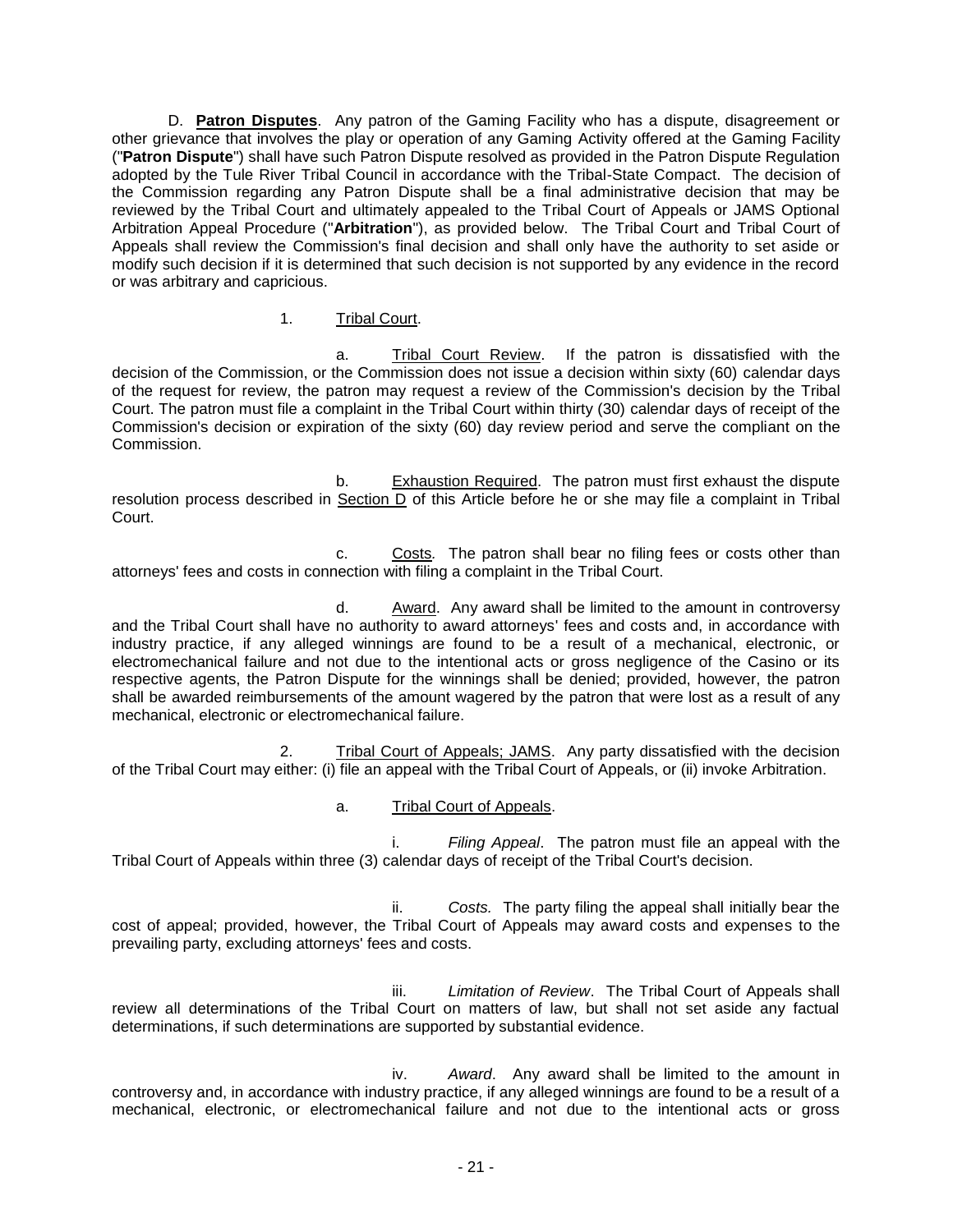D. **Patron Disputes**. Any patron of the Gaming Facility who has a dispute, disagreement or other grievance that involves the play or operation of any Gaming Activity offered at the Gaming Facility ("**Patron Dispute**") shall have such Patron Dispute resolved as provided in the Patron Dispute Regulation adopted by the Tule River Tribal Council in accordance with the Tribal-State Compact. The decision of the Commission regarding any Patron Dispute shall be a final administrative decision that may be reviewed by the Tribal Court and ultimately appealed to the Tribal Court of Appeals or JAMS Optional Arbitration Appeal Procedure ("**Arbitration**"), as provided below. The Tribal Court and Tribal Court of Appeals shall review the Commission's final decision and shall only have the authority to set aside or modify such decision if it is determined that such decision is not supported by any evidence in the record or was arbitrary and capricious.

1. Tribal Court.

a. Tribal Court Review. If the patron is dissatisfied with the decision of the Commission, or the Commission does not issue a decision within sixty (60) calendar days of the request for review, the patron may request a review of the Commission's decision by the Tribal Court. The patron must file a complaint in the Tribal Court within thirty (30) calendar days of receipt of the Commission's decision or expiration of the sixty (60) day review period and serve the compliant on the Commission.

b. Exhaustion Required. The patron must first exhaust the dispute resolution process described in Section D of this Article before he or she may file a complaint in Tribal Court.

c. Costs. The patron shall bear no filing fees or costs other than attorneys' fees and costs in connection with filing a complaint in the Tribal Court.

d. Award. Any award shall be limited to the amount in controversy and the Tribal Court shall have no authority to award attorneys' fees and costs and, in accordance with industry practice, if any alleged winnings are found to be a result of a mechanical, electronic, or electromechanical failure and not due to the intentional acts or gross negligence of the Casino or its respective agents, the Patron Dispute for the winnings shall be denied; provided, however, the patron shall be awarded reimbursements of the amount wagered by the patron that were lost as a result of any mechanical, electronic or electromechanical failure.

2. Tribal Court of Appeals; JAMS. Any party dissatisfied with the decision of the Tribal Court may either: (i) file an appeal with the Tribal Court of Appeals, or (ii) invoke Arbitration.

a. Tribal Court of Appeals.

i. *Filing Appeal*. The patron must file an appeal with the Tribal Court of Appeals within three (3) calendar days of receipt of the Tribal Court's decision.

ii. *Costs.* The party filing the appeal shall initially bear the cost of appeal; provided, however, the Tribal Court of Appeals may award costs and expenses to the prevailing party, excluding attorneys' fees and costs.

iii. *Limitation of Review*. The Tribal Court of Appeals shall review all determinations of the Tribal Court on matters of law, but shall not set aside any factual determinations, if such determinations are supported by substantial evidence.

iv. *Award*. Any award shall be limited to the amount in controversy and, in accordance with industry practice, if any alleged winnings are found to be a result of a mechanical, electronic, or electromechanical failure and not due to the intentional acts or gross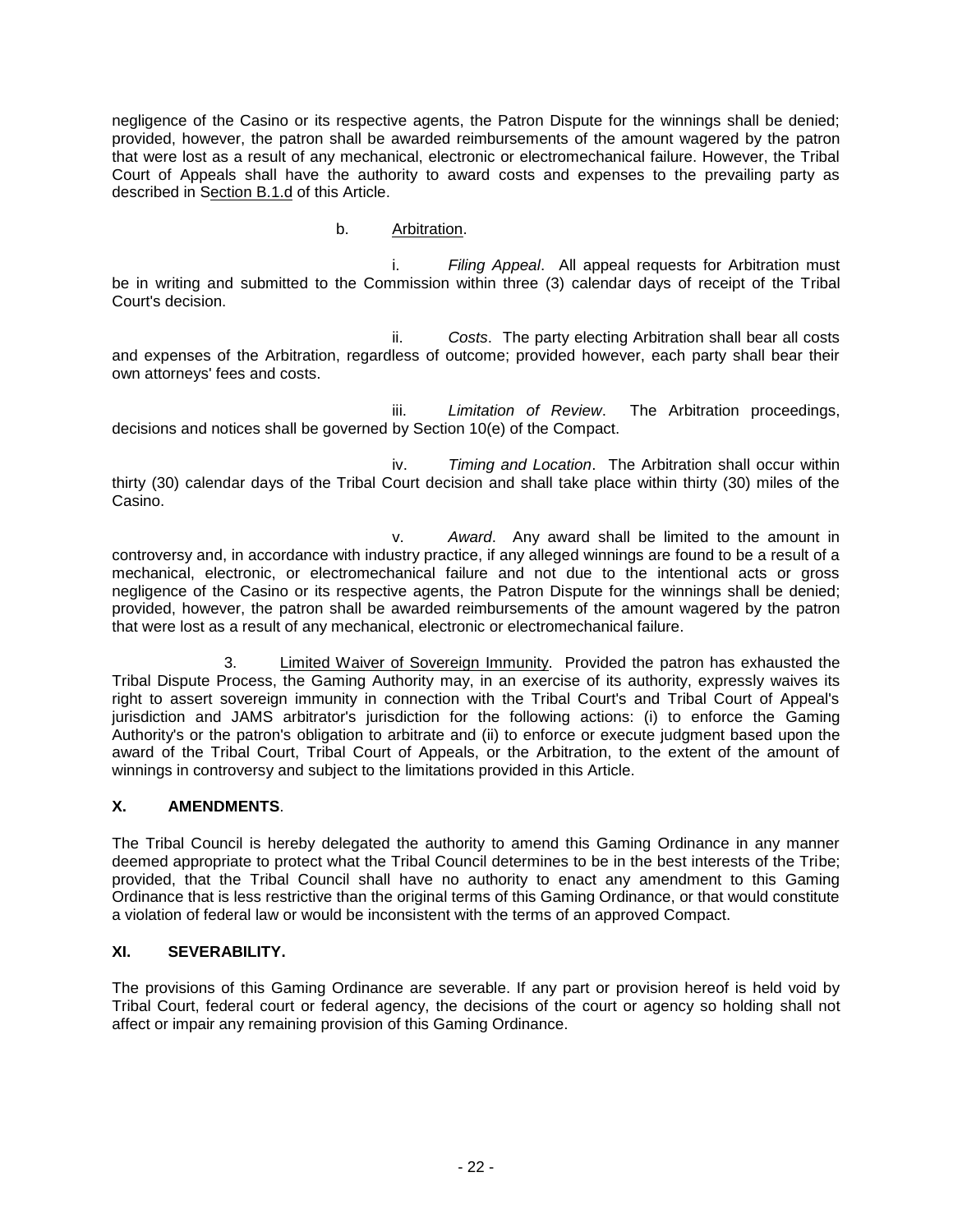negligence of the Casino or its respective agents, the Patron Dispute for the winnings shall be denied; provided, however, the patron shall be awarded reimbursements of the amount wagered by the patron that were lost as a result of any mechanical, electronic or electromechanical failure. However, the Tribal Court of Appeals shall have the authority to award costs and expenses to the prevailing party as described in Section B.1.d of this Article.

b. Arbitration.

i. *Filing Appeal*. All appeal requests for Arbitration must be in writing and submitted to the Commission within three (3) calendar days of receipt of the Tribal Court's decision.

ii. *Costs*. The party electing Arbitration shall bear all costs and expenses of the Arbitration, regardless of outcome; provided however, each party shall bear their own attorneys' fees and costs.

iii. *Limitation of Review*. The Arbitration proceedings, decisions and notices shall be governed by Section 10(e) of the Compact.

iv. *Timing and Location*. The Arbitration shall occur within thirty (30) calendar days of the Tribal Court decision and shall take place within thirty (30) miles of the Casino.

v. *Award*. Any award shall be limited to the amount in controversy and, in accordance with industry practice, if any alleged winnings are found to be a result of a mechanical, electronic, or electromechanical failure and not due to the intentional acts or gross negligence of the Casino or its respective agents, the Patron Dispute for the winnings shall be denied; provided, however, the patron shall be awarded reimbursements of the amount wagered by the patron that were lost as a result of any mechanical, electronic or electromechanical failure.

3. Limited Waiver of Sovereign Immunity. Provided the patron has exhausted the Tribal Dispute Process, the Gaming Authority may, in an exercise of its authority, expressly waives its right to assert sovereign immunity in connection with the Tribal Court's and Tribal Court of Appeal's jurisdiction and JAMS arbitrator's jurisdiction for the following actions: (i) to enforce the Gaming Authority's or the patron's obligation to arbitrate and (ii) to enforce or execute judgment based upon the award of the Tribal Court, Tribal Court of Appeals, or the Arbitration, to the extent of the amount of winnings in controversy and subject to the limitations provided in this Article.

## X. AMENDMENTS.

The Tribal Council is hereby delegated the authority to amend this Gaming Ordinance in any manner deemed appropriate to protect what the Tribal Council determines to be in the best interests of the Tribe; provided, that the Tribal Council shall have no authority to enact any amendment to this Gaming Ordinance that is less restrictive than the original terms of this Gaming Ordinance, or that would constitute a violation of federal law or would be inconsistent with the terms of an approved Compact.

## XI. SEVERABILITY.

The provisions of this Gaming Ordinance are severable. If any part or provision hereof is held void by Tribal Court, federal court or federal agency, the decisions of the court or agency so holding shall not affect or impair any remaining provision of this Gaming Ordinance.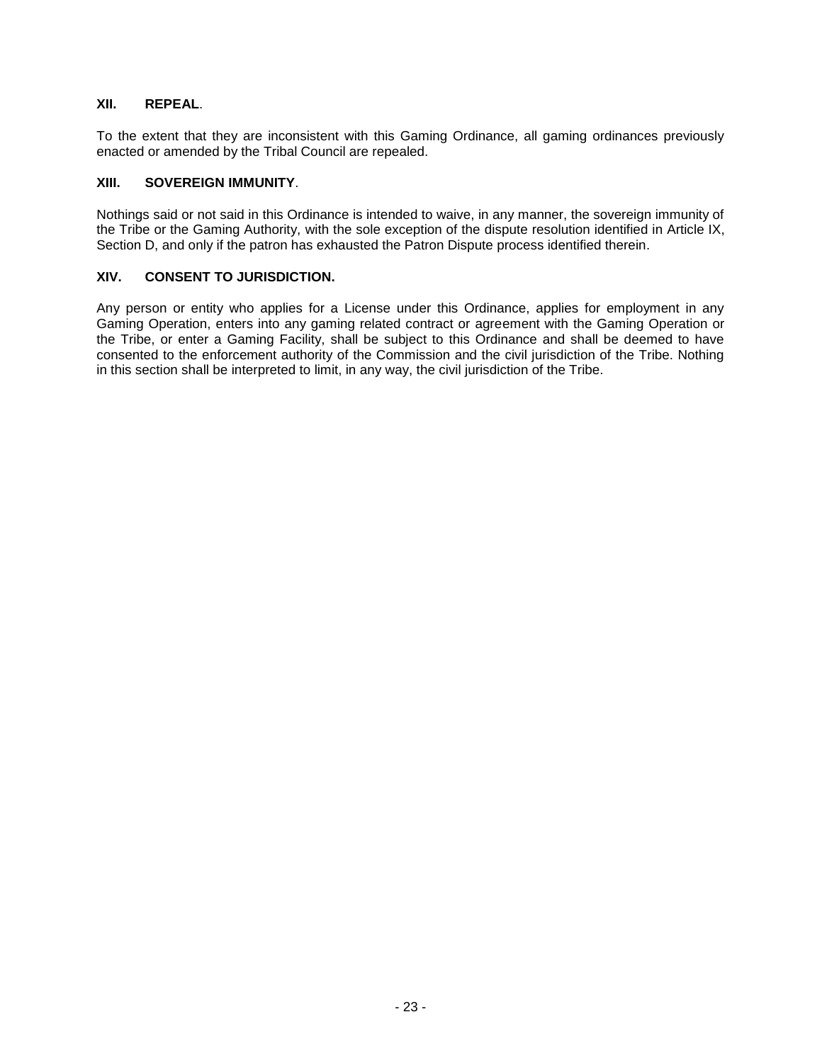## XII. REPEAL.

To the extent that they are inconsistent with this Gaming Ordinance, all gaming ordinances previously enacted or amended by the Tribal Council are repealed.

## XIII. SOVEREIGN IMMUNITY.

Nothings said or not said in this Ordinance is intended to waive, in any manner, the sovereign immunity of the Tribe or the Gaming Authority, with the sole exception of the dispute resolution identified in Article IX, Section D, and only if the patron has exhausted the Patron Dispute process identified therein.

## XIV. CONSENT TO JURISDICTION.

Any person or entity who applies for a License under this Ordinance, applies for employment in any Gaming Operation, enters into any gaming related contract or agreement with the Gaming Operation or the Tribe, or enter a Gaming Facility, shall be subject to this Ordinance and shall be deemed to have consented to the enforcement authority of the Commission and the civil jurisdiction of the Tribe. Nothing in this section shall be interpreted to limit, in any way, the civil jurisdiction of the Tribe.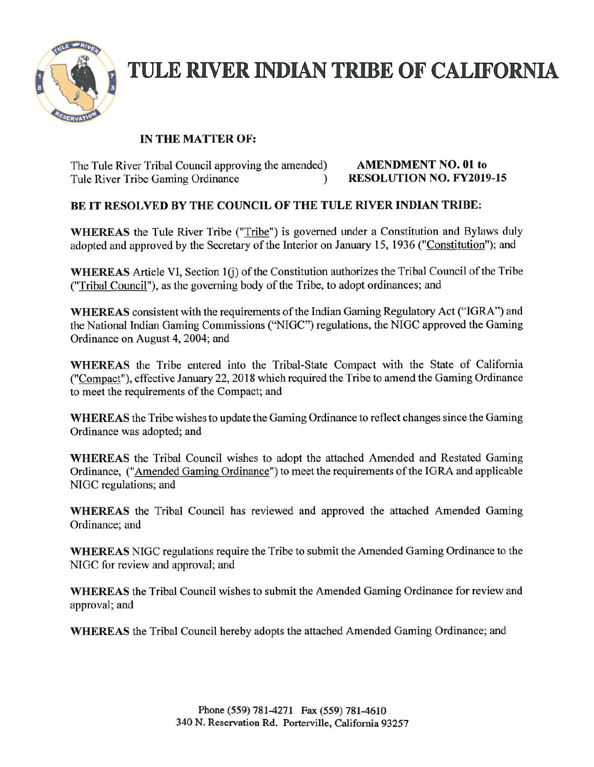# TULE RIVER INDIAN TRIBE OF CALIFORNIA

**IN THE MATTER OF:**

The Tule River Tribal Council approving the amended Tule River Tribe Gaming Ordinance — **AMENDMENT NO. 01 to RESOLUTION NO. FY2019-15**

**BE IT RESOLVED BY THE COUNCIL OF THE TULE RIVER INDIAN TRIBE:**

**WHEREAS** the Tule River Tribe ("Tribe") is governed under a Constitution and Bylaws duly adopted and approved by the Secretary of the Interior on January 15, 1936 ("Constitution"); and

**WHEREAS** Article VI, Section 1(j) of the Constitution authorizes the Tribal Council of the Tribe ("Tribal Council"), as the governing body of the Tribe, to adopt ordinances; and

**WHEREAS** consistent with the requirements of the Indian Gaming Regulatory Act ("IGRA") and the National Indian Gaming Commissions ("NIGC") regulations, the NIGC approved the Gaming Ordinance on August 4, 2004; and

**WHEREAS** the Tribe entered into the Tribal-State Compact with the State of California ("Compact"), effective January 22, 2018 which required the Tribe to amend the Gaming Ordinance to meet the requirements of the Compact; and

**WHEREAS** the Tribe wishes to update the Gaming Ordinance to reflect changes since the Gaming Ordinance was adopted; and

**WHEREAS** the Tribal Council wishes to adopt the attached Amended and Restated Gaming Ordinance, ("Amended Gaming Ordinance") to meet the requirements of the IGRA and applicable NIGC regulations; and

**WHEREAS** the Tribal Council has reviewed and approved the attached Amended Gaming Ordinance; and

**WHEREAS** NIGC regulations require the Tribe to submit the Amended Gaming Ordinance to the NIGC for review and approval; and

**WHEREAS** the Tribal Council wishes to submit the Amended Gaming Ordinance for review and approval; and

**WHEREAS** the Tribal Council hereby adopts the attached Amended Gaming Ordinance; and

Phone (559) 781-4271 Fax (559) 781-4610
340 N. Reservation Rd. Porterville, California 93257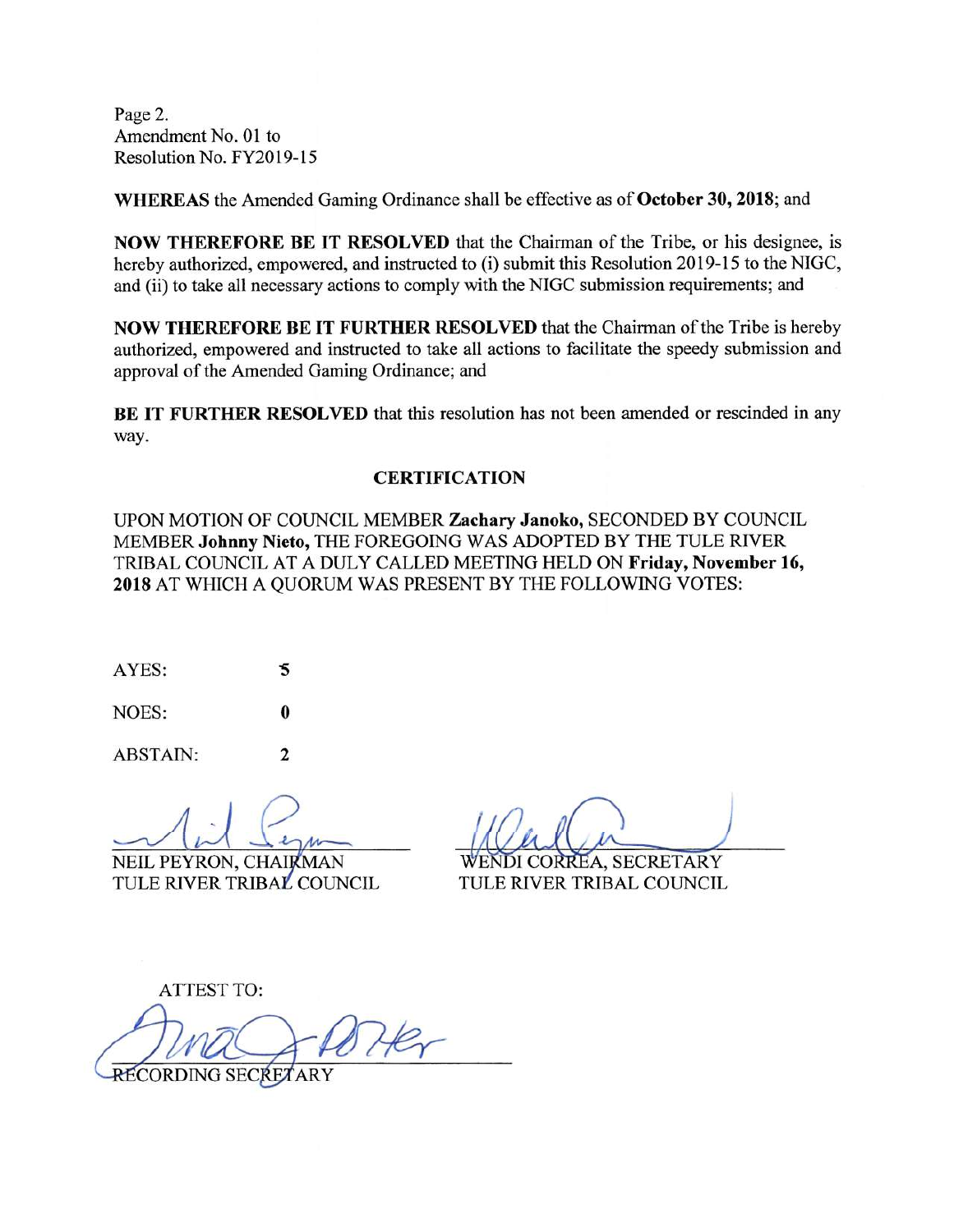Page 2.
Amendment No. 01 to
Resolution No. FY2019-15

**WHEREAS** the Amended Gaming Ordinance shall be effective as of **October 30, 2018**; and

**NOW THEREFORE BE IT RESOLVED** that the Chairman of the Tribe, or his designee, is hereby authorized, empowered, and instructed to (i) submit this Resolution 2019-15 to the NIGC, and (ii) to take all necessary actions to comply with the NIGC submission requirements; and

**NOW THEREFORE BE IT FURTHER RESOLVED** that the Chairman of the Tribe is hereby authorized, empowered and instructed to take all actions to facilitate the speedy submission and approval of the Amended Gaming Ordinance; and

**BE IT FURTHER RESOLVED** that this resolution has not been amended or rescinded in any way.

**CERTIFICATION**

UPON MOTION OF COUNCIL MEMBER **Zachary Janoko,** SECONDED BY COUNCIL MEMBER **Johnny Nieto,** THE FOREGOING WAS ADOPTED BY THE TULE RIVER TRIBAL COUNCIL AT A DULY CALLED MEETING HELD ON **Friday, November 16, 2018** AT WHICH A QUORUM WAS PRESENT BY THE FOLLOWING VOTES:

AYES: 5

NOES: **0**

ABSTAIN: **2**

NEIL PEYRON, CHAIRMAN
TULE RIVER TRIBAL COUNCIL

WENDI CORREA, SECRETARY
TULE RIVER TRIBAL COUNCIL

ATTEST TO:

RECORDING SECRETARY